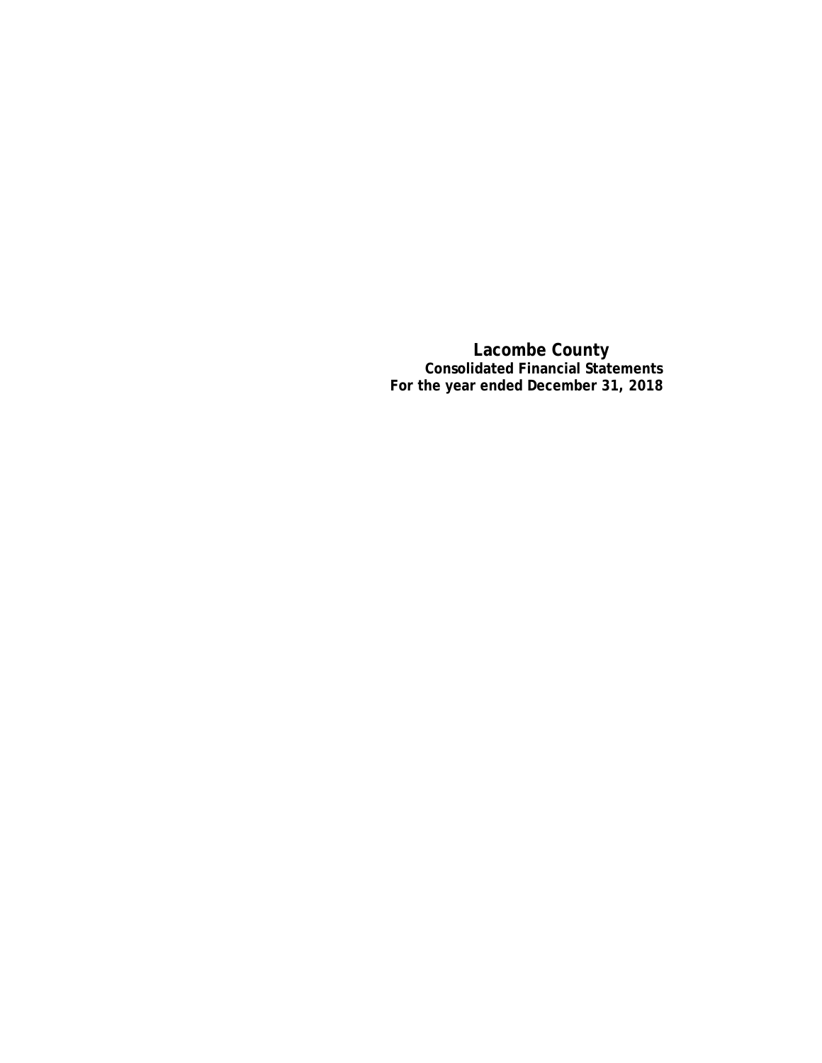# Lacombe County

## Consolidated Financial Statements

## For the year ended December 31, 2018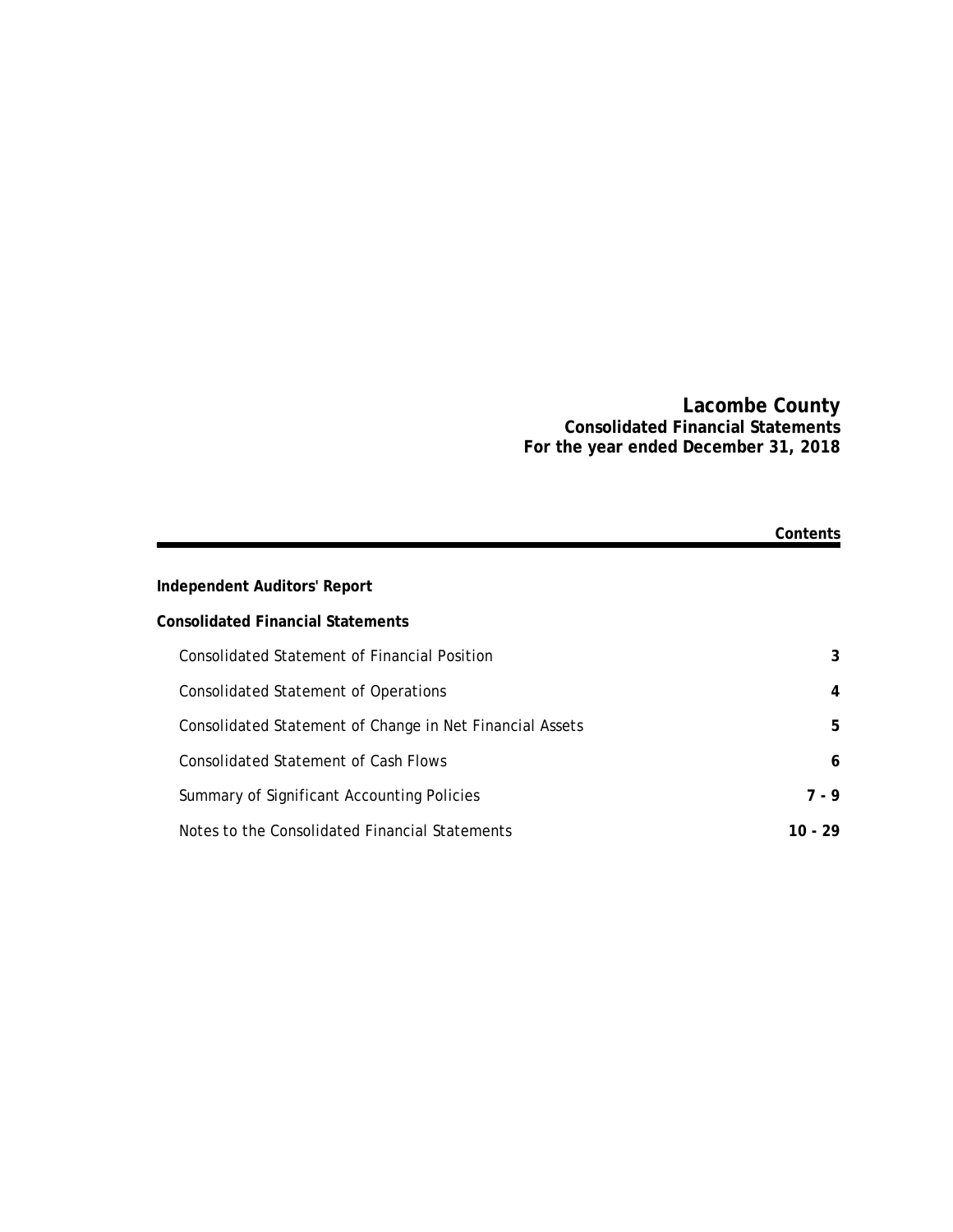# Lacombe County
## Consolidated Financial Statements
## For the year ended December 31, 2018

| | Contents |
|---|---|
| **Independent Auditors' Report** | |
| **Consolidated Financial Statements** | |
| Consolidated Statement of Financial Position | **3** |
| Consolidated Statement of Operations | **4** |
| Consolidated Statement of Change in Net Financial Assets | **5** |
| Consolidated Statement of Cash Flows | **6** |
| Summary of Significant Accounting Policies | **7 - 9** |
| Notes to the Consolidated Financial Statements | **10 - 29** |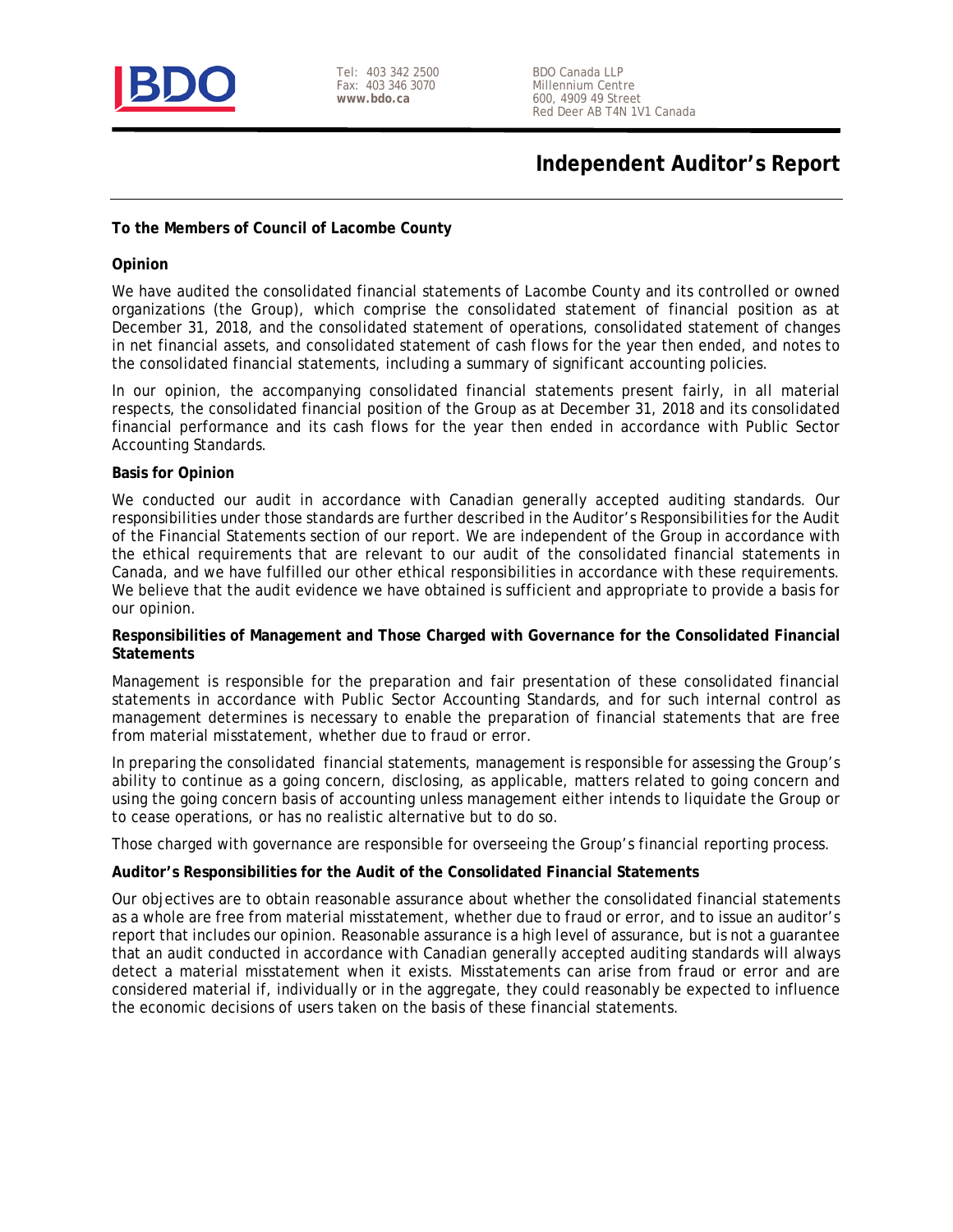BDO Canada LLP
Millennium Centre
600, 4909 49 Street
Red Deer AB T4N 1V1 Canada

Tel: 403 342 2500
Fax: 403 346 3070
**www.bdo.ca**

# Independent Auditor's Report

**To the Members of Council of Lacombe County**

**Opinion**

We have audited the consolidated financial statements of Lacombe County and its controlled or owned organizations (the Group), which comprise the consolidated statement of financial position as at December 31, 2018, and the consolidated statement of operations, consolidated statement of changes in net financial assets, and consolidated statement of cash flows for the year then ended, and notes to the consolidated financial statements, including a summary of significant accounting policies.

In our opinion, the accompanying consolidated financial statements present fairly, in all material respects, the consolidated financial position of the Group as at December 31, 2018 and its consolidated financial performance and its cash flows for the year then ended in accordance with Public Sector Accounting Standards.

**Basis for Opinion**

We conducted our audit in accordance with Canadian generally accepted auditing standards. Our responsibilities under those standards are further described in the Auditor's Responsibilities for the Audit of the Financial Statements section of our report. We are independent of the Group in accordance with the ethical requirements that are relevant to our audit of the consolidated financial statements in Canada, and we have fulfilled our other ethical responsibilities in accordance with these requirements. We believe that the audit evidence we have obtained is sufficient and appropriate to provide a basis for our opinion.

**Responsibilities of Management and Those Charged with Governance for the Consolidated Financial Statements**

Management is responsible for the preparation and fair presentation of these consolidated financial statements in accordance with Public Sector Accounting Standards, and for such internal control as management determines is necessary to enable the preparation of financial statements that are free from material misstatement, whether due to fraud or error.

In preparing the consolidated financial statements, management is responsible for assessing the Group's ability to continue as a going concern, disclosing, as applicable, matters related to going concern and using the going concern basis of accounting unless management either intends to liquidate the Group or to cease operations, or has no realistic alternative but to do so.

Those charged with governance are responsible for overseeing the Group's financial reporting process.

**Auditor's Responsibilities for the Audit of the Consolidated Financial Statements**

Our objectives are to obtain reasonable assurance about whether the consolidated financial statements as a whole are free from material misstatement, whether due to fraud or error, and to issue an auditor's report that includes our opinion. Reasonable assurance is a high level of assurance, but is not a guarantee that an audit conducted in accordance with Canadian generally accepted auditing standards will always detect a material misstatement when it exists. Misstatements can arise from fraud or error and are considered material if, individually or in the aggregate, they could reasonably be expected to influence the economic decisions of users taken on the basis of these financial statements.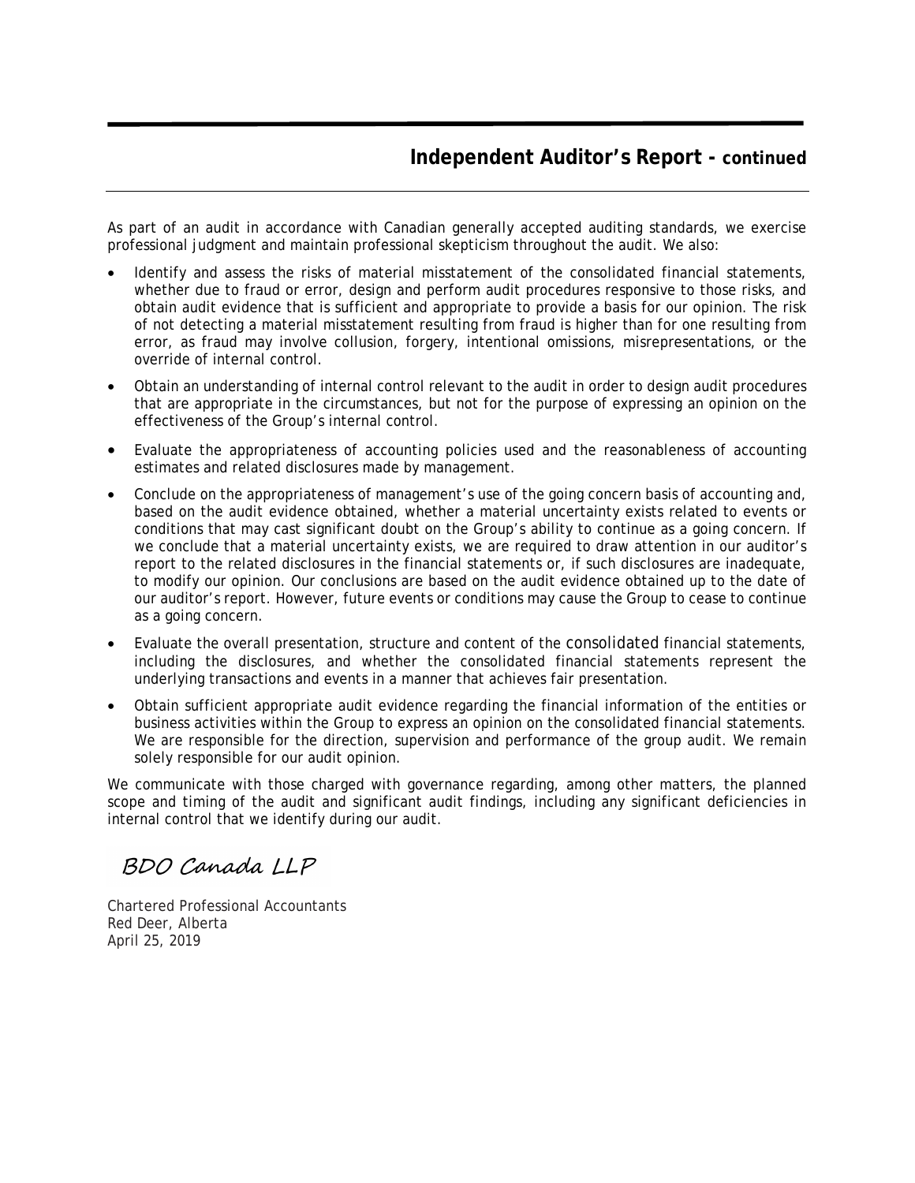## Independent Auditor's Report - continued

As part of an audit in accordance with Canadian generally accepted auditing standards, we exercise professional judgment and maintain professional skepticism throughout the audit. We also:

- Identify and assess the risks of material misstatement of the consolidated financial statements, whether due to fraud or error, design and perform audit procedures responsive to those risks, and obtain audit evidence that is sufficient and appropriate to provide a basis for our opinion. The risk of not detecting a material misstatement resulting from fraud is higher than for one resulting from error, as fraud may involve collusion, forgery, intentional omissions, misrepresentations, or the override of internal control.
- Obtain an understanding of internal control relevant to the audit in order to design audit procedures that are appropriate in the circumstances, but not for the purpose of expressing an opinion on the effectiveness of the Group's internal control.
- Evaluate the appropriateness of accounting policies used and the reasonableness of accounting estimates and related disclosures made by management.
- Conclude on the appropriateness of management's use of the going concern basis of accounting and, based on the audit evidence obtained, whether a material uncertainty exists related to events or conditions that may cast significant doubt on the Group's ability to continue as a going concern. If we conclude that a material uncertainty exists, we are required to draw attention in our auditor's report to the related disclosures in the financial statements or, if such disclosures are inadequate, to modify our opinion. Our conclusions are based on the audit evidence obtained up to the date of our auditor's report. However, future events or conditions may cause the Group to cease to continue as a going concern.
- Evaluate the overall presentation, structure and content of the consolidated financial statements, including the disclosures, and whether the consolidated financial statements represent the underlying transactions and events in a manner that achieves fair presentation.
- Obtain sufficient appropriate audit evidence regarding the financial information of the entities or business activities within the Group to express an opinion on the consolidated financial statements. We are responsible for the direction, supervision and performance of the group audit. We remain solely responsible for our audit opinion.

We communicate with those charged with governance regarding, among other matters, the planned scope and timing of the audit and significant audit findings, including any significant deficiencies in internal control that we identify during our audit.

*BDO Canada LLP*

Chartered Professional Accountants
Red Deer, Alberta
April 25, 2019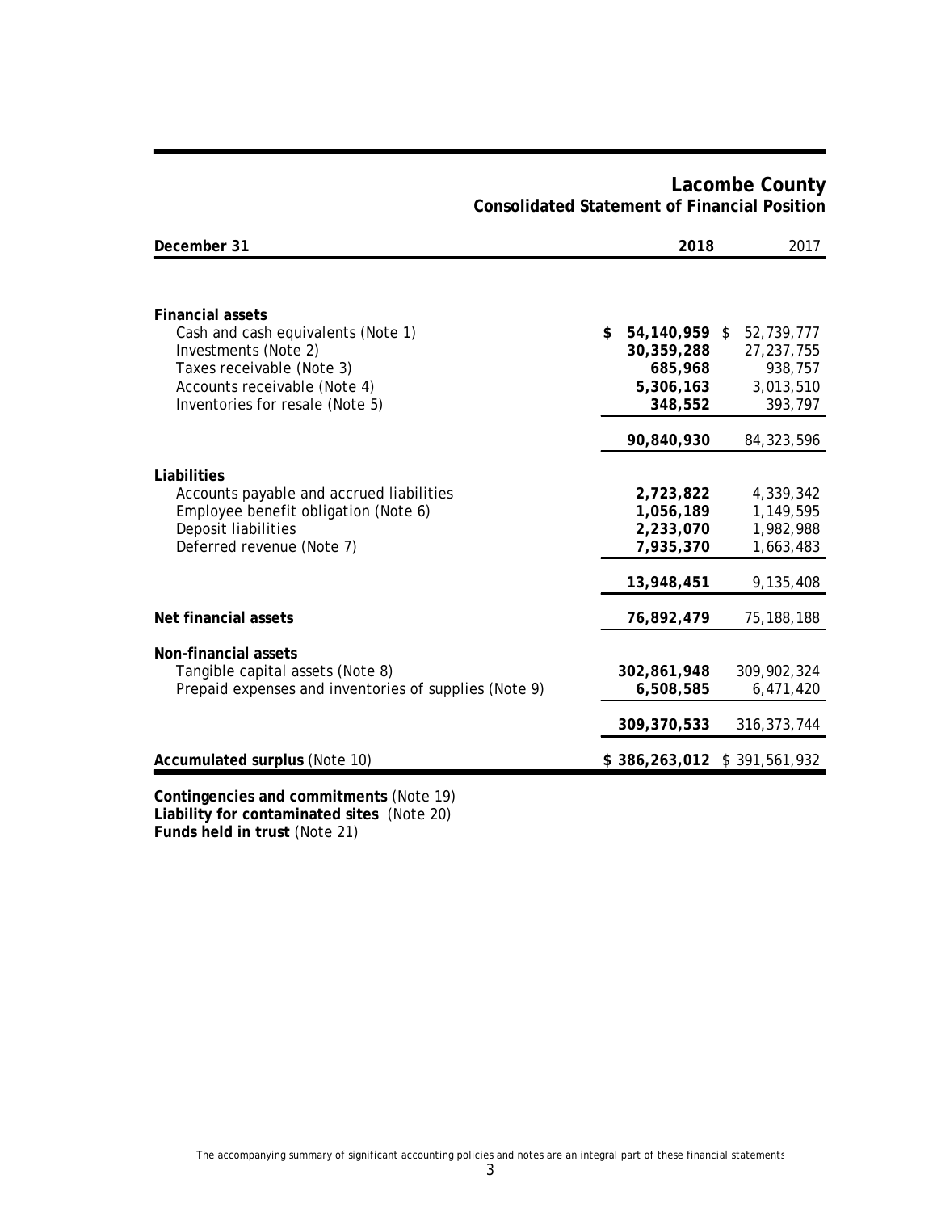# Lacombe County
## Consolidated Statement of Financial Position

| December 31 | 2018 | 2017 |
|---|---|---|
| **Financial assets** | | |
| Cash and cash equivalents (Note 1) | **$ 54,140,959** | $ 52,739,777 |
| Investments (Note 2) | **30,359,288** | 27,237,755 |
| Taxes receivable (Note 3) | **685,968** | 938,757 |
| Accounts receivable (Note 4) | **5,306,163** | 3,013,510 |
| Inventories for resale (Note 5) | **348,552** | 393,797 |
| | **90,840,930** | 84,323,596 |
| **Liabilities** | | |
| Accounts payable and accrued liabilities | **2,723,822** | 4,339,342 |
| Employee benefit obligation (Note 6) | **1,056,189** | 1,149,595 |
| Deposit liabilities | **2,233,070** | 1,982,988 |
| Deferred revenue (Note 7) | **7,935,370** | 1,663,483 |
| | **13,948,451** | 9,135,408 |
| **Net financial assets** | **76,892,479** | 75,188,188 |
| **Non-financial assets** | | |
| Tangible capital assets (Note 8) | **302,861,948** | 309,902,324 |
| Prepaid expenses and inventories of supplies (Note 9) | **6,508,585** | 6,471,420 |
| | **309,370,533** | 316,373,744 |
| **Accumulated surplus** (Note 10) | **$ 386,263,012** | $ 391,561,932 |

**Contingencies and commitments** (Note 19)
**Liability for contaminated sites** (Note 20)
**Funds held in trust** (Note 21)

The accompanying summary of significant accounting policies and notes are an integral part of these financial statements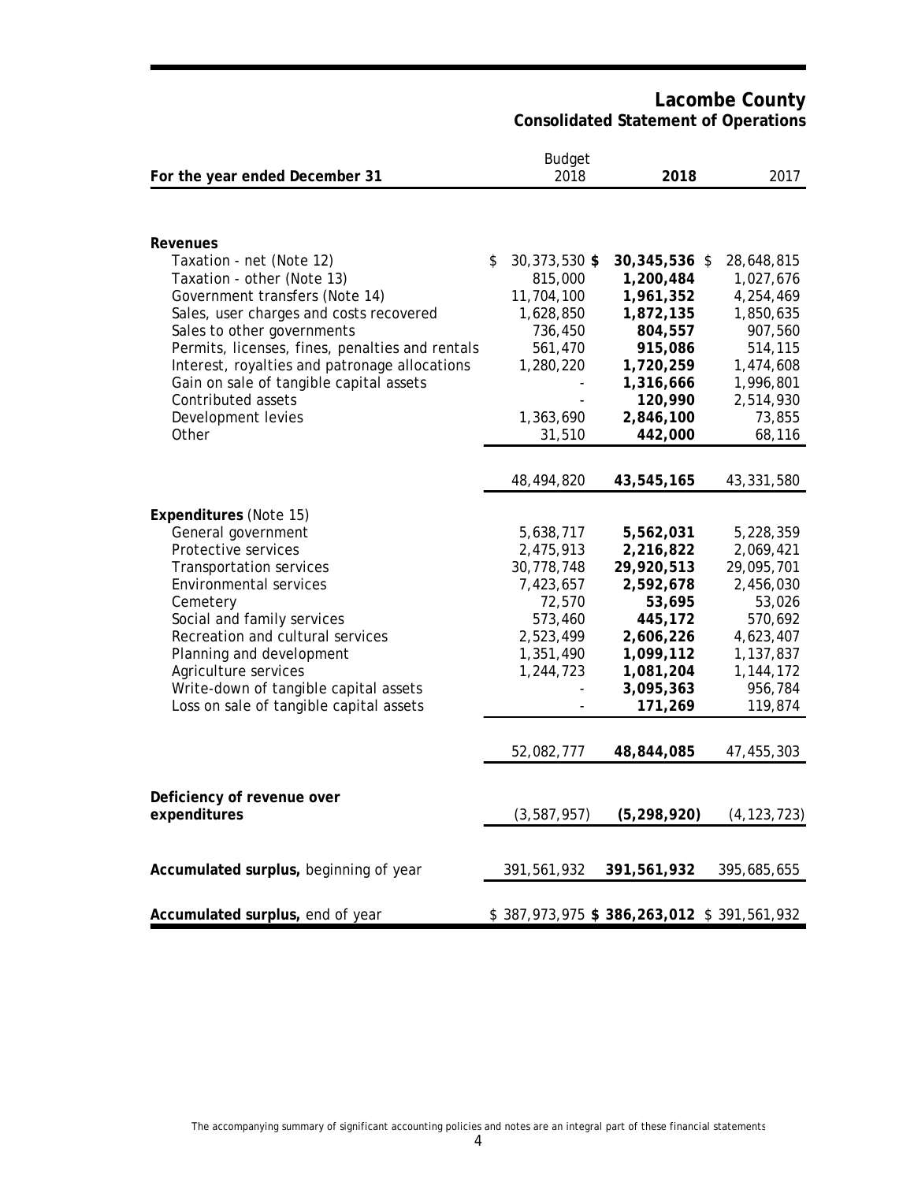# Lacombe County

## Consolidated Statement of Operations

| For the year ended December 31 | Budget 2018 | **2018** | 2017 |
|---|---|---|---|
| **Revenues** | | | |
| Taxation - net (Note 12) | $ 30,373,530 | **$ 30,345,536** | $ 28,648,815 |
| Taxation - other (Note 13) | 815,000 | **1,200,484** | 1,027,676 |
| Government transfers (Note 14) | 11,704,100 | **1,961,352** | 4,254,469 |
| Sales, user charges and costs recovered | 1,628,850 | **1,872,135** | 1,850,635 |
| Sales to other governments | 736,450 | **804,557** | 907,560 |
| Permits, licenses, fines, penalties and rentals | 561,470 | **915,086** | 514,115 |
| Interest, royalties and patronage allocations | 1,280,220 | **1,720,259** | 1,474,608 |
| Gain on sale of tangible capital assets | - | **1,316,666** | 1,996,801 |
| Contributed assets | - | **120,990** | 2,514,930 |
| Development levies | 1,363,690 | **2,846,100** | 73,855 |
| Other | 31,510 | **442,000** | 68,116 |
| | 48,494,820 | **43,545,165** | 43,331,580 |
| **Expenditures** (Note 15) | | | |
| General government | 5,638,717 | **5,562,031** | 5,228,359 |
| Protective services | 2,475,913 | **2,216,822** | 2,069,421 |
| Transportation services | 30,778,748 | **29,920,513** | 29,095,701 |
| Environmental services | 7,423,657 | **2,592,678** | 2,456,030 |
| Cemetery | 72,570 | **53,695** | 53,026 |
| Social and family services | 573,460 | **445,172** | 570,692 |
| Recreation and cultural services | 2,523,499 | **2,606,226** | 4,623,407 |
| Planning and development | 1,351,490 | **1,099,112** | 1,137,837 |
| Agriculture services | 1,244,723 | **1,081,204** | 1,144,172 |
| Write-down of tangible capital assets | - | **3,095,363** | 956,784 |
| Loss on sale of tangible capital assets | - | **171,269** | 119,874 |
| | 52,082,777 | **48,844,085** | 47,455,303 |
| **Deficiency of revenue over expenditures** | (3,587,957) | **(5,298,920)** | (4,123,723) |
| **Accumulated surplus,** beginning of year | 391,561,932 | **391,561,932** | 395,685,655 |
| **Accumulated surplus,** end of year | $ 387,973,975 | **$ 386,263,012** | $ 391,561,932 |

The accompanying summary of significant accounting policies and notes are an integral part of these financial statements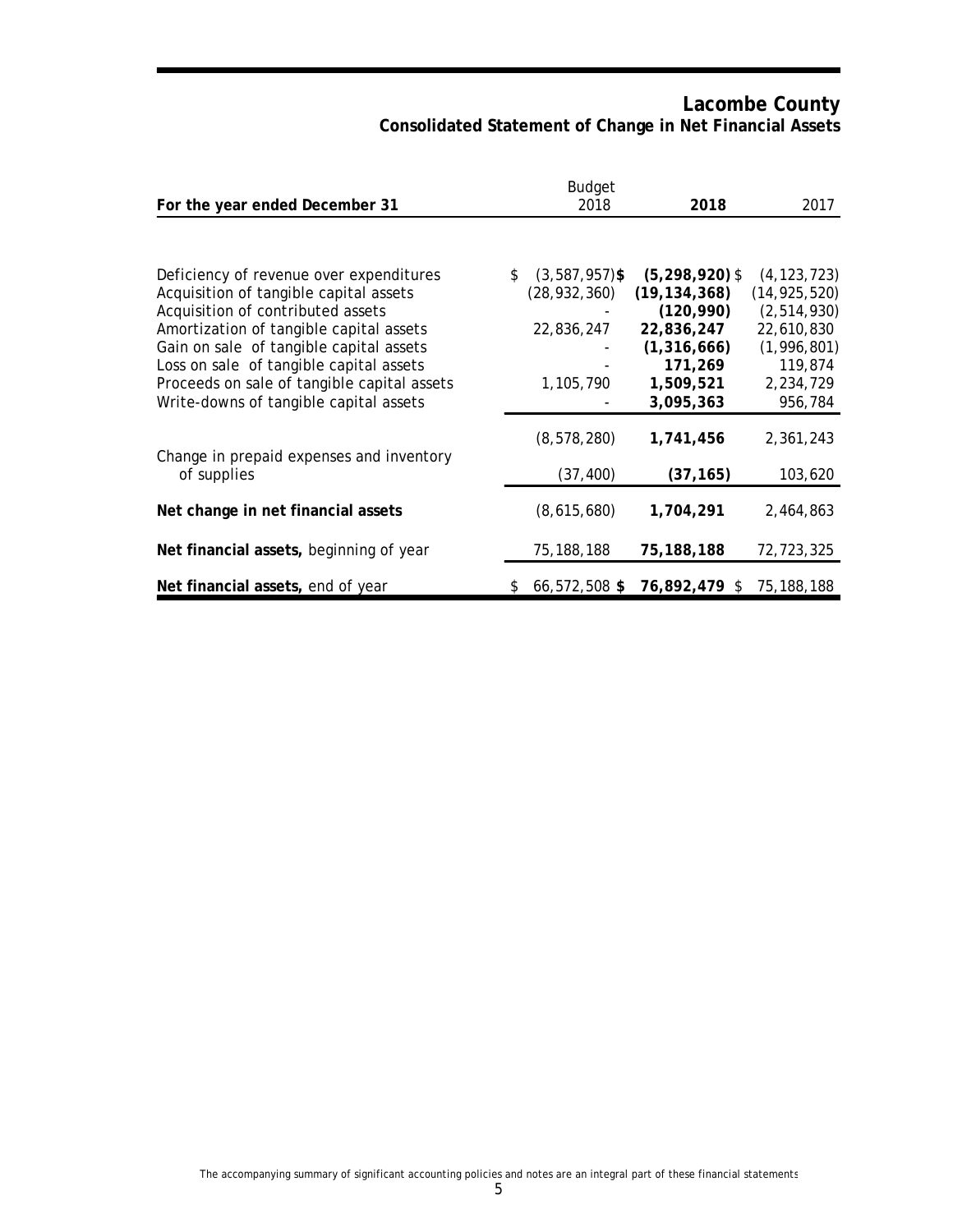# Lacombe County

## Consolidated Statement of Change in Net Financial Assets

| For the year ended December 31 | Budget 2018 | **2018** | 2017 |
|---|---|---|---|
| Deficiency of revenue over expenditures | $ (3,587,957) | **$ (5,298,920)** | $ (4,123,723) |
| Acquisition of tangible capital assets | (28,932,360) | **(19,134,368)** | (14,925,520) |
| Acquisition of contributed assets | - | **(120,990)** | (2,514,930) |
| Amortization of tangible capital assets | 22,836,247 | **22,836,247** | 22,610,830 |
| Gain on sale of tangible capital assets | - | **(1,316,666)** | (1,996,801) |
| Loss on sale of tangible capital assets | - | **171,269** | 119,874 |
| Proceeds on sale of tangible capital assets | 1,105,790 | **1,509,521** | 2,234,729 |
| Write-downs of tangible capital assets | - | **3,095,363** | 956,784 |
| | (8,578,280) | **1,741,456** | 2,361,243 |
| Change in prepaid expenses and inventory of supplies | (37,400) | **(37,165)** | 103,620 |
| **Net change in net financial assets** | (8,615,680) | **1,704,291** | 2,464,863 |
| **Net financial assets,** beginning of year | 75,188,188 | **75,188,188** | 72,723,325 |
| **Net financial assets,** end of year | $ 66,572,508 | **$ 76,892,479** | $ 75,188,188 |

The accompanying summary of significant accounting policies and notes are an integral part of these financial statements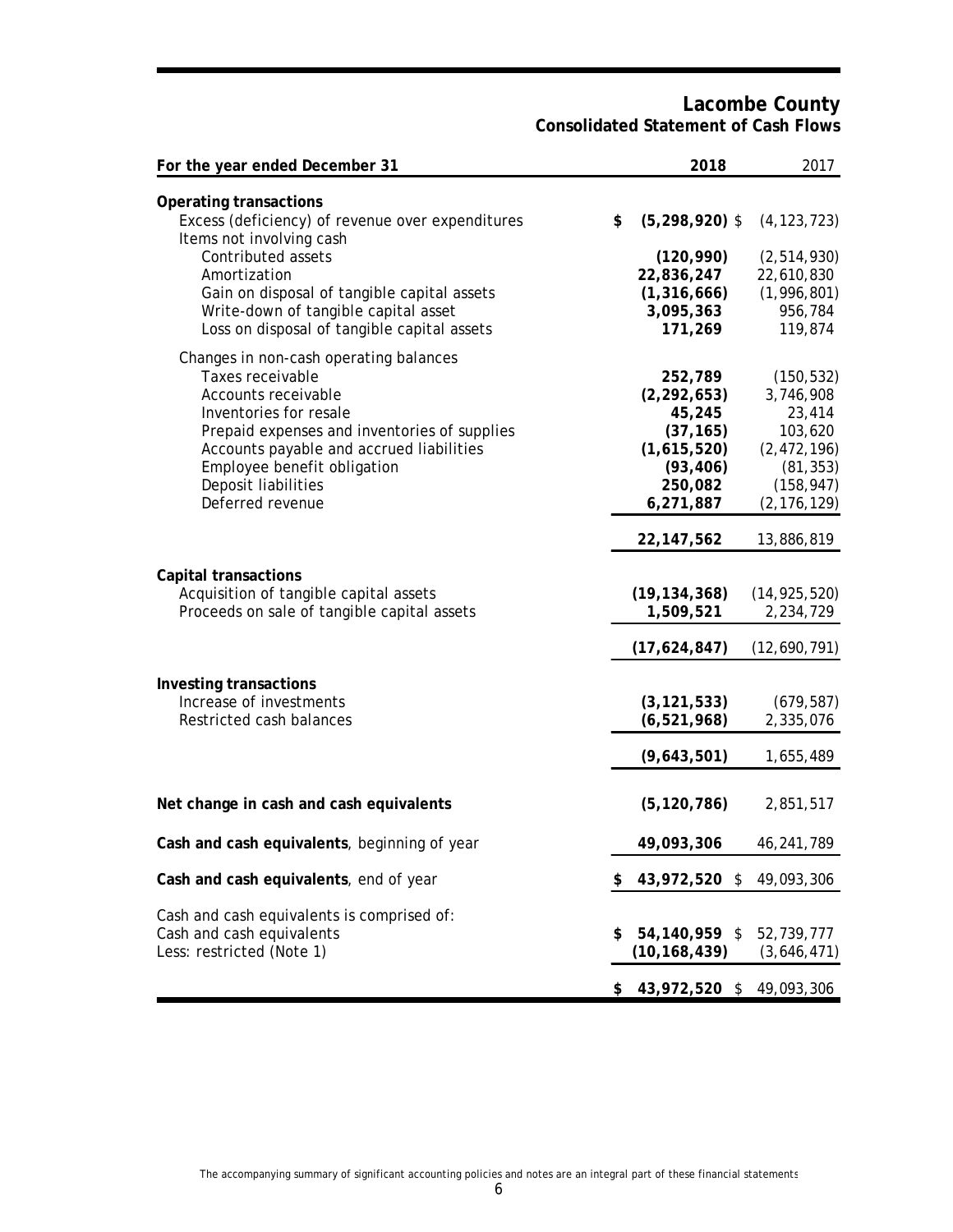# Lacombe County
## Consolidated Statement of Cash Flows

| For the year ended December 31 | 2018 | 2017 |
|---|---|---|
| **Operating transactions** | | |
| Excess (deficiency) of revenue over expenditures | $ **(5,298,920)** | $ (4,123,723) |
| Items not involving cash | | |
| Contributed assets | **(120,990)** | (2,514,930) |
| Amortization | **22,836,247** | 22,610,830 |
| Gain on disposal of tangible capital assets | **(1,316,666)** | (1,996,801) |
| Write-down of tangible capital asset | **3,095,363** | 956,784 |
| Loss on disposal of tangible capital assets | **171,269** | 119,874 |
| Changes in non-cash operating balances | | |
| Taxes receivable | **252,789** | (150,532) |
| Accounts receivable | **(2,292,653)** | 3,746,908 |
| Inventories for resale | **45,245** | 23,414 |
| Prepaid expenses and inventories of supplies | **(37,165)** | 103,620 |
| Accounts payable and accrued liabilities | **(1,615,520)** | (2,472,196) |
| Employee benefit obligation | **(93,406)** | (81,353) |
| Deposit liabilities | **250,082** | (158,947) |
| Deferred revenue | **6,271,887** | (2,176,129) |
| | **22,147,562** | 13,886,819 |
| **Capital transactions** | | |
| Acquisition of tangible capital assets | **(19,134,368)** | (14,925,520) |
| Proceeds on sale of tangible capital assets | **1,509,521** | 2,234,729 |
| | **(17,624,847)** | (12,690,791) |
| **Investing transactions** | | |
| Increase of investments | **(3,121,533)** | (679,587) |
| Restricted cash balances | **(6,521,968)** | 2,335,076 |
| | **(9,643,501)** | 1,655,489 |
| **Net change in cash and cash equivalents** | **(5,120,786)** | 2,851,517 |
| **Cash and cash equivalents**, beginning of year | **49,093,306** | 46,241,789 |
| **Cash and cash equivalents**, end of year | $ **43,972,520** | $ 49,093,306 |
| Cash and cash equivalents is comprised of: | | |
| Cash and cash equivalents | $ **54,140,959** | $ 52,739,777 |
| Less: restricted (Note 1) | **(10,168,439)** | (3,646,471) |
| | $ **43,972,520** | $ 49,093,306 |

The accompanying summary of significant accounting policies and notes are an integral part of these financial statements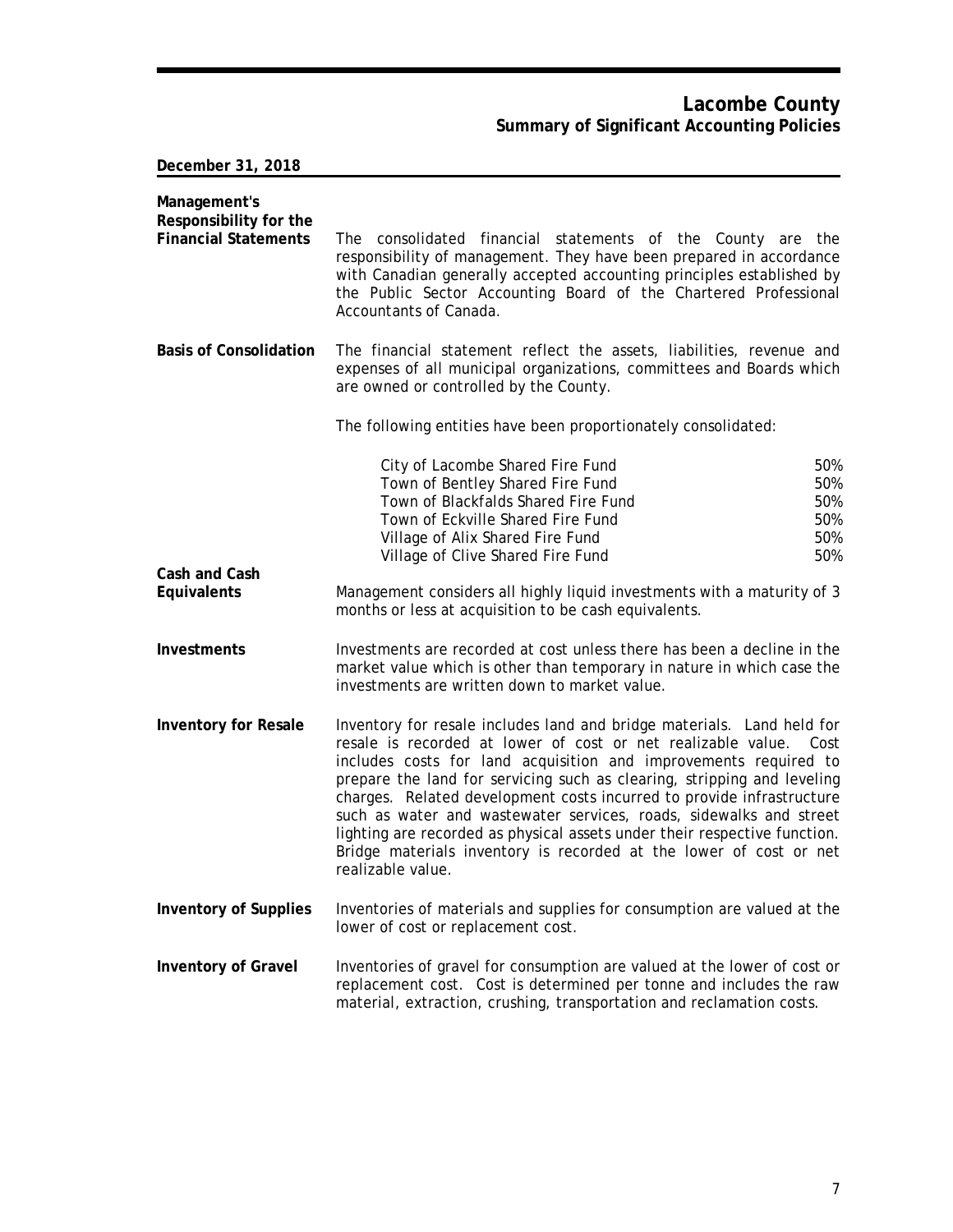# Lacombe County
## Summary of Significant Accounting Policies

**December 31, 2018**

**Management's Responsibility for the Financial Statements**

The consolidated financial statements of the County are the responsibility of management. They have been prepared in accordance with Canadian generally accepted accounting principles established by the Public Sector Accounting Board of the Chartered Professional Accountants of Canada.

**Basis of Consolidation**

The financial statement reflect the assets, liabilities, revenue and expenses of all municipal organizations, committees and Boards which are owned or controlled by the County.

The following entities have been proportionately consolidated:

| | |
|---|---|
| City of Lacombe Shared Fire Fund | 50% |
| Town of Bentley Shared Fire Fund | 50% |
| Town of Blackfalds Shared Fire Fund | 50% |
| Town of Eckville Shared Fire Fund | 50% |
| Village of Alix Shared Fire Fund | 50% |
| Village of Clive Shared Fire Fund | 50% |

**Cash and Cash Equivalents**

Management considers all highly liquid investments with a maturity of 3 months or less at acquisition to be cash equivalents.

**Investments**

Investments are recorded at cost unless there has been a decline in the market value which is other than temporary in nature in which case the investments are written down to market value.

**Inventory for Resale**

Inventory for resale includes land and bridge materials. Land held for resale is recorded at lower of cost or net realizable value. Cost includes costs for land acquisition and improvements required to prepare the land for servicing such as clearing, stripping and leveling charges. Related development costs incurred to provide infrastructure such as water and wastewater services, roads, sidewalks and street lighting are recorded as physical assets under their respective function. Bridge materials inventory is recorded at the lower of cost or net realizable value.

**Inventory of Supplies**

Inventories of materials and supplies for consumption are valued at the lower of cost or replacement cost.

**Inventory of Gravel**

Inventories of gravel for consumption are valued at the lower of cost or replacement cost. Cost is determined per tonne and includes the raw material, extraction, crushing, transportation and reclamation costs.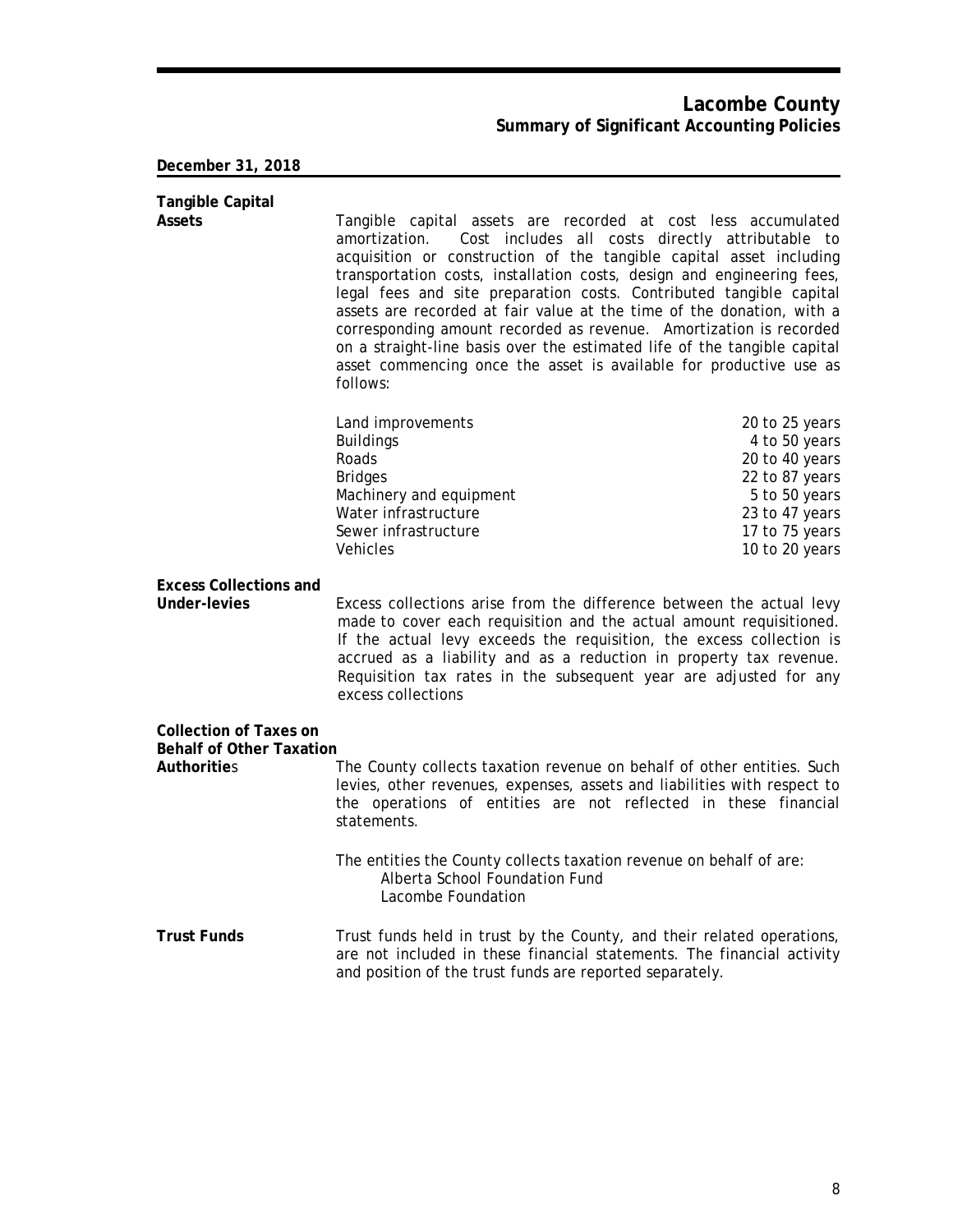**Lacombe County**
**Summary of Significant Accounting Policies**

**December 31, 2018**

**Tangible Capital Assets**

Tangible capital assets are recorded at cost less accumulated amortization. Cost includes all costs directly attributable to acquisition or construction of the tangible capital asset including transportation costs, installation costs, design and engineering fees, legal fees and site preparation costs. Contributed tangible capital assets are recorded at fair value at the time of the donation, with a corresponding amount recorded as revenue. Amortization is recorded on a straight-line basis over the estimated life of the tangible capital asset commencing once the asset is available for productive use as follows:

| | |
|---|---|
| Land improvements | 20 to 25 years |
| Buildings | 4 to 50 years |
| Roads | 20 to 40 years |
| Bridges | 22 to 87 years |
| Machinery and equipment | 5 to 50 years |
| Water infrastructure | 23 to 47 years |
| Sewer infrastructure | 17 to 75 years |
| Vehicles | 10 to 20 years |

**Excess Collections and Under-levies**

Excess collections arise from the difference between the actual levy made to cover each requisition and the actual amount requisitioned. If the actual levy exceeds the requisition, the excess collection is accrued as a liability and as a reduction in property tax revenue. Requisition tax rates in the subsequent year are adjusted for any excess collections

**Collection of Taxes on Behalf of Other Taxation Authorities**

The County collects taxation revenue on behalf of other entities. Such levies, other revenues, expenses, assets and liabilities with respect to the operations of entities are not reflected in these financial statements.

The entities the County collects taxation revenue on behalf of are:
- Alberta School Foundation Fund
- Lacombe Foundation

**Trust Funds**

Trust funds held in trust by the County, and their related operations, are not included in these financial statements. The financial activity and position of the trust funds are reported separately.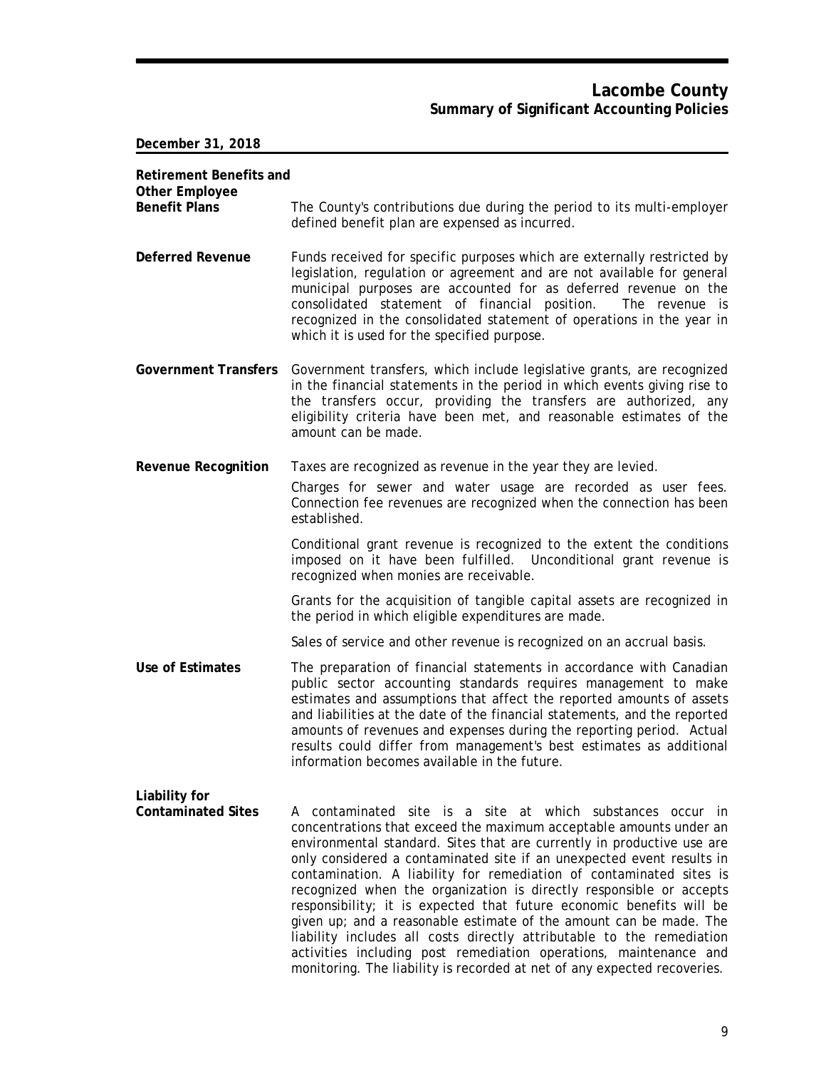# Lacombe County

## Summary of Significant Accounting Policies

**December 31, 2018**

**Retirement Benefits and Other Employee Benefit Plans**

The County's contributions due during the period to its multi-employer defined benefit plan are expensed as incurred.

**Deferred Revenue**

Funds received for specific purposes which are externally restricted by legislation, regulation or agreement and are not available for general municipal purposes are accounted for as deferred revenue on the consolidated statement of financial position. The revenue is recognized in the consolidated statement of operations in the year in which it is used for the specified purpose.

**Government Transfers**

Government transfers, which include legislative grants, are recognized in the financial statements in the period in which events giving rise to the transfers occur, providing the transfers are authorized, any eligibility criteria have been met, and reasonable estimates of the amount can be made.

**Revenue Recognition**

Taxes are recognized as revenue in the year they are levied.

Charges for sewer and water usage are recorded as user fees. Connection fee revenues are recognized when the connection has been established.

Conditional grant revenue is recognized to the extent the conditions imposed on it have been fulfilled. Unconditional grant revenue is recognized when monies are receivable.

Grants for the acquisition of tangible capital assets are recognized in the period in which eligible expenditures are made.

Sales of service and other revenue is recognized on an accrual basis.

**Use of Estimates**

The preparation of financial statements in accordance with Canadian public sector accounting standards requires management to make estimates and assumptions that affect the reported amounts of assets and liabilities at the date of the financial statements, and the reported amounts of revenues and expenses during the reporting period. Actual results could differ from management's best estimates as additional information becomes available in the future.

**Liability for Contaminated Sites**

A contaminated site is a site at which substances occur in concentrations that exceed the maximum acceptable amounts under an environmental standard. Sites that are currently in productive use are only considered a contaminated site if an unexpected event results in contamination. A liability for remediation of contaminated sites is recognized when the organization is directly responsible or accepts responsibility; it is expected that future economic benefits will be given up; and a reasonable estimate of the amount can be made. The liability includes all costs directly attributable to the remediation activities including post remediation operations, maintenance and monitoring. The liability is recorded at net of any expected recoveries.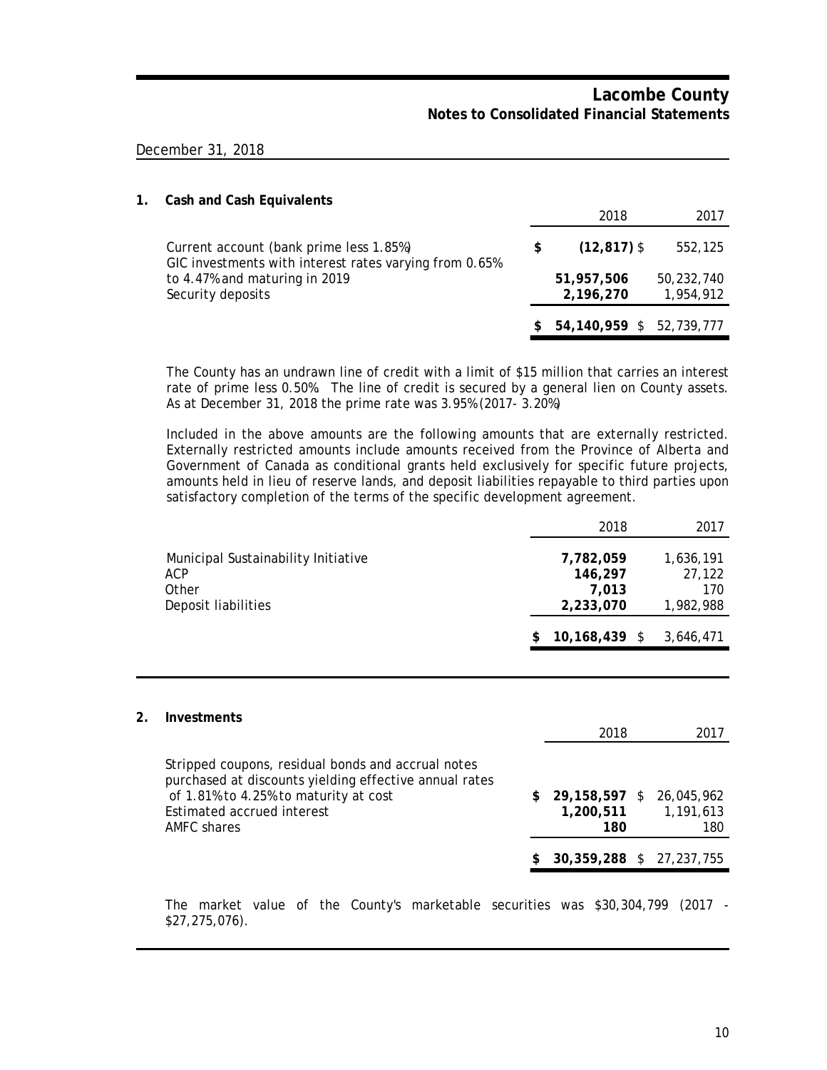# Lacombe County
## Notes to Consolidated Financial Statements

December 31, 2018

### 1. Cash and Cash Equivalents

| | 2018 | 2017 |
|---|---|---|
| Current account (bank prime less 1.85%) | $ **(12,817)** | $ 552,125 |
| GIC investments with interest rates varying from 0.65% to 4.47% and maturing in 2019 | **51,957,506** | 50,232,740 |
| Security deposits | **2,196,270** | 1,954,912 |
| | $ **54,140,959** | $ 52,739,777 |

The County has an undrawn line of credit with a limit of $15 million that carries an interest rate of prime less 0.50%. The line of credit is secured by a general lien on County assets. As at December 31, 2018 the prime rate was 3.95% (2017- 3.20%)

Included in the above amounts are the following amounts that are externally restricted. Externally restricted amounts include amounts received from the Province of Alberta and Government of Canada as conditional grants held exclusively for specific future projects, amounts held in lieu of reserve lands, and deposit liabilities repayable to third parties upon satisfactory completion of the terms of the specific development agreement.

| | 2018 | 2017 |
|---|---|---|
| Municipal Sustainability Initiative | **7,782,059** | 1,636,191 |
| ACP | **146,297** | 27,122 |
| Other | **7,013** | 170 |
| Deposit liabilities | **2,233,070** | 1,982,988 |
| | $ **10,168,439** | $ 3,646,471 |

### 2. Investments

| | 2018 | 2017 |
|---|---|---|
| Stripped coupons, residual bonds and accrual notes purchased at discounts yielding effective annual rates of 1.81% to 4.25% to maturity at cost | $ **29,158,597** | $ 26,045,962 |
| Estimated accrued interest | **1,200,511** | 1,191,613 |
| AMFC shares | **180** | 180 |
| | $ **30,359,288** | $ 27,237,755 |

The market value of the County's marketable securities was $30,304,799 (2017 - $27,275,076).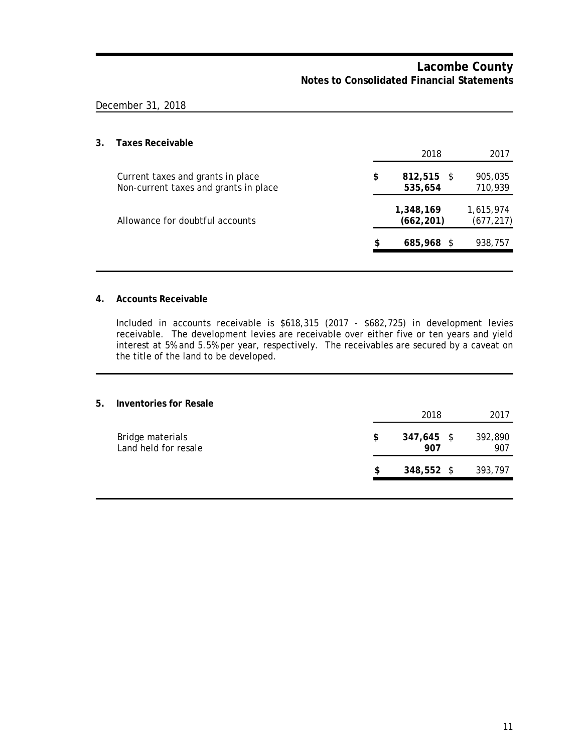December 31, 2018

## 3. Taxes Receivable

| | 2018 | 2017 |
|---|---|---|
| Current taxes and grants in place | **$ 812,515** | $ 905,035 |
| Non-current taxes and grants in place | **535,654** | 710,939 |
| | **1,348,169** | 1,615,974 |
| Allowance for doubtful accounts | **(662,201)** | (677,217) |
| | **$ 685,968** | $ 938,757 |

## 4. Accounts Receivable

Included in accounts receivable is $618,315 (2017 - $682,725) in development levies receivable. The development levies are receivable over either five or ten years and yield interest at 5% and 5.5% per year, respectively. The receivables are secured by a caveat on the title of the land to be developed.

## 5. Inventories for Resale

| | 2018 | 2017 |
|---|---|---|
| Bridge materials | **$ 347,645** | $ 392,890 |
| Land held for resale | **907** | 907 |
| | **$ 348,552** | $ 393,797 |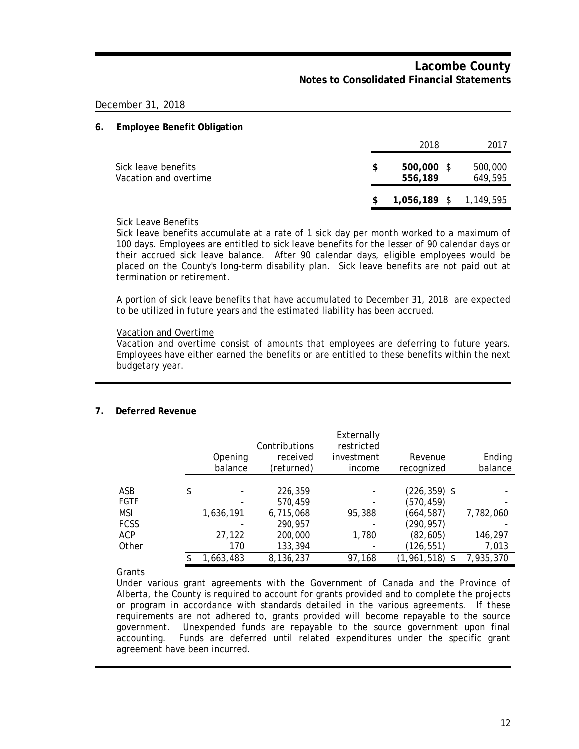December 31, 2018

## 6. Employee Benefit Obligation

| | 2018 | 2017 |
|---|---|---|
| Sick leave benefits | $ **500,000** | $ 500,000 |
| Vacation and overtime | **556,189** | 649,595 |
| | $ **1,056,189** | $ 1,149,595 |

Sick Leave Benefits

Sick leave benefits accumulate at a rate of 1 sick day per month worked to a maximum of 100 days. Employees are entitled to sick leave benefits for the lesser of 90 calendar days or their accrued sick leave balance. After 90 calendar days, eligible employees would be placed on the County's long-term disability plan. Sick leave benefits are not paid out at termination or retirement.

A portion of sick leave benefits that have accumulated to December 31, 2018 are expected to be utilized in future years and the estimated liability has been accrued.

Vacation and Overtime

Vacation and overtime consist of amounts that employees are deferring to future years. Employees have either earned the benefits or are entitled to these benefits within the next budgetary year.

## 7. Deferred Revenue

| | Opening balance | Contributions received (returned) | Externally restricted investment income | Revenue recognized | Ending balance |
|---|---|---|---|---|---|
| ASB | $ - | 226,359 | - | (226,359) | $ - |
| FGTF | - | 570,459 | - | (570,459) | - |
| MSI | 1,636,191 | 6,715,068 | 95,388 | (664,587) | 7,782,060 |
| FCSS | - | 290,957 | - | (290,957) | - |
| ACP | 27,122 | 200,000 | 1,780 | (82,605) | 146,297 |
| Other | 170 | 133,394 | - | (126,551) | 7,013 |
| | $ 1,663,483 | 8,136,237 | 97,168 | (1,961,518) | $ 7,935,370 |

Grants

Under various grant agreements with the Government of Canada and the Province of Alberta, the County is required to account for grants provided and to complete the projects or program in accordance with standards detailed in the various agreements. If these requirements are not adhered to, grants provided will become repayable to the source government. Unexpended funds are repayable to the source government upon final accounting. Funds are deferred until related expenditures under the specific grant agreement have been incurred.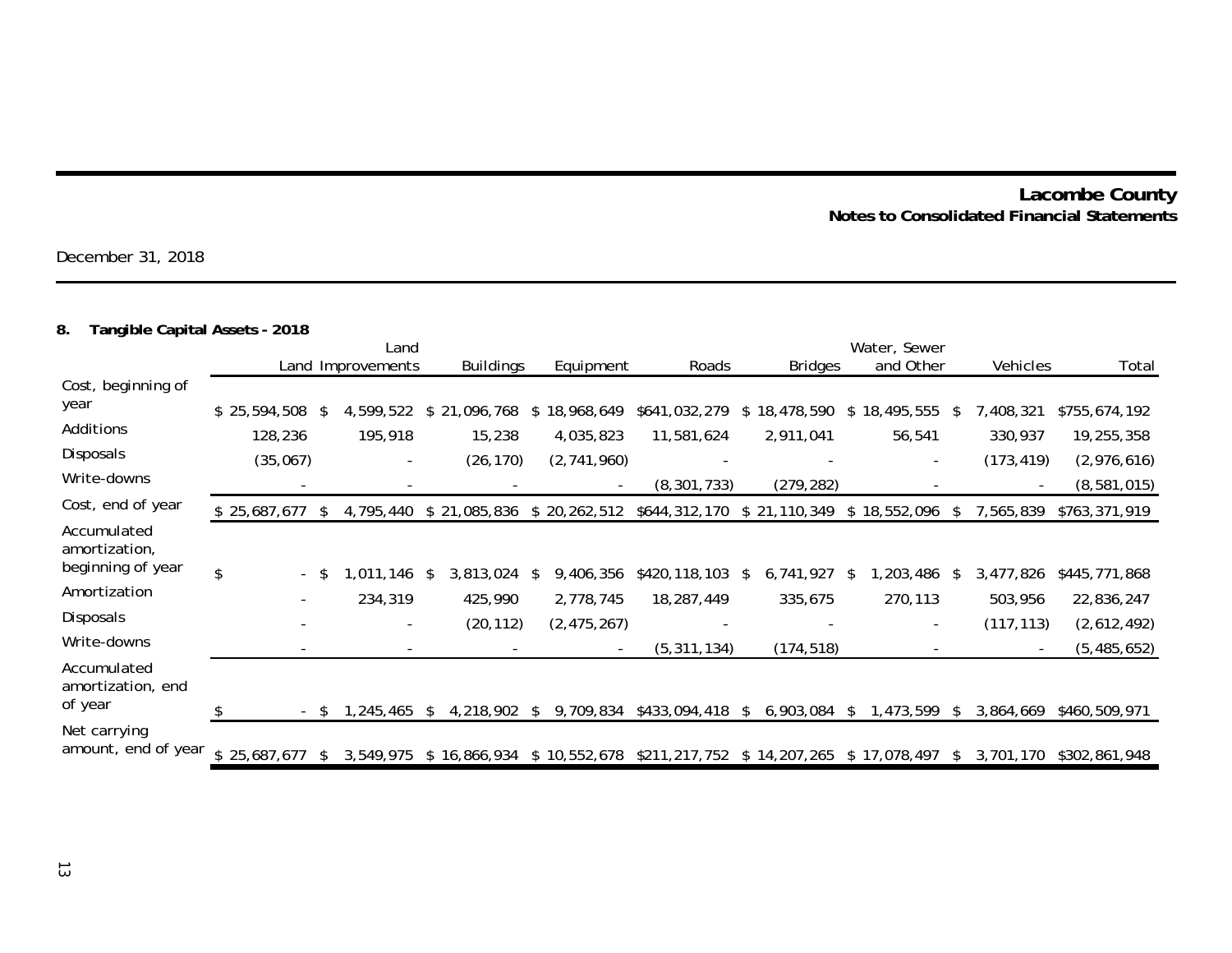**Lacombe County**
**Notes to Consolidated Financial Statements**

December 31, 2018

## 8. Tangible Capital Assets - 2018

| | Land | Land Improvements | Buildings | Equipment | Roads | Bridges | Water, Sewer and Other | Vehicles | Total |
|---|---|---|---|---|---|---|---|---|---|
| Cost, beginning of year | $ 25,594,508 | $ 4,599,522 | $ 21,096,768 | $ 18,968,649 | $641,032,279 | $ 18,478,590 | $ 18,495,555 | $ 7,408,321 | $755,674,192 |
| Additions | 128,236 | 195,918 | 15,238 | 4,035,823 | 11,581,624 | 2,911,041 | 56,541 | 330,937 | 19,255,358 |
| Disposals | (35,067) | - | (26,170) | (2,741,960) | - | - | - | (173,419) | (2,976,616) |
| Write-downs | - | - | - | - | (8,301,733) | (279,282) | - | - | (8,581,015) |
| Cost, end of year | $ 25,687,677 | $ 4,795,440 | $ 21,085,836 | $ 20,262,512 | $644,312,170 | $ 21,110,349 | $ 18,552,096 | $ 7,565,839 | $763,371,919 |
| Accumulated amortization, beginning of year | $ - | $ 1,011,146 | $ 3,813,024 | $ 9,406,356 | $420,118,103 | $ 6,741,927 | $ 1,203,486 | $ 3,477,826 | $445,771,868 |
| Amortization | - | 234,319 | 425,990 | 2,778,745 | 18,287,449 | 335,675 | 270,113 | 503,956 | 22,836,247 |
| Disposals | - | - | (20,112) | (2,475,267) | - | - | - | (117,113) | (2,612,492) |
| Write-downs | - | - | - | - | (5,311,134) | (174,518) | - | - | (5,485,652) |
| Accumulated amortization, end of year | $ - | $ 1,245,465 | $ 4,218,902 | $ 9,709,834 | $433,094,418 | $ 6,903,084 | $ 1,473,599 | $ 3,864,669 | $460,509,971 |
| Net carrying amount, end of year | $ 25,687,677 | $ 3,549,975 | $ 16,866,934 | $ 10,552,678 | $211,217,752 | $ 14,207,265 | $ 17,078,497 | $ 3,701,170 | $302,861,948 |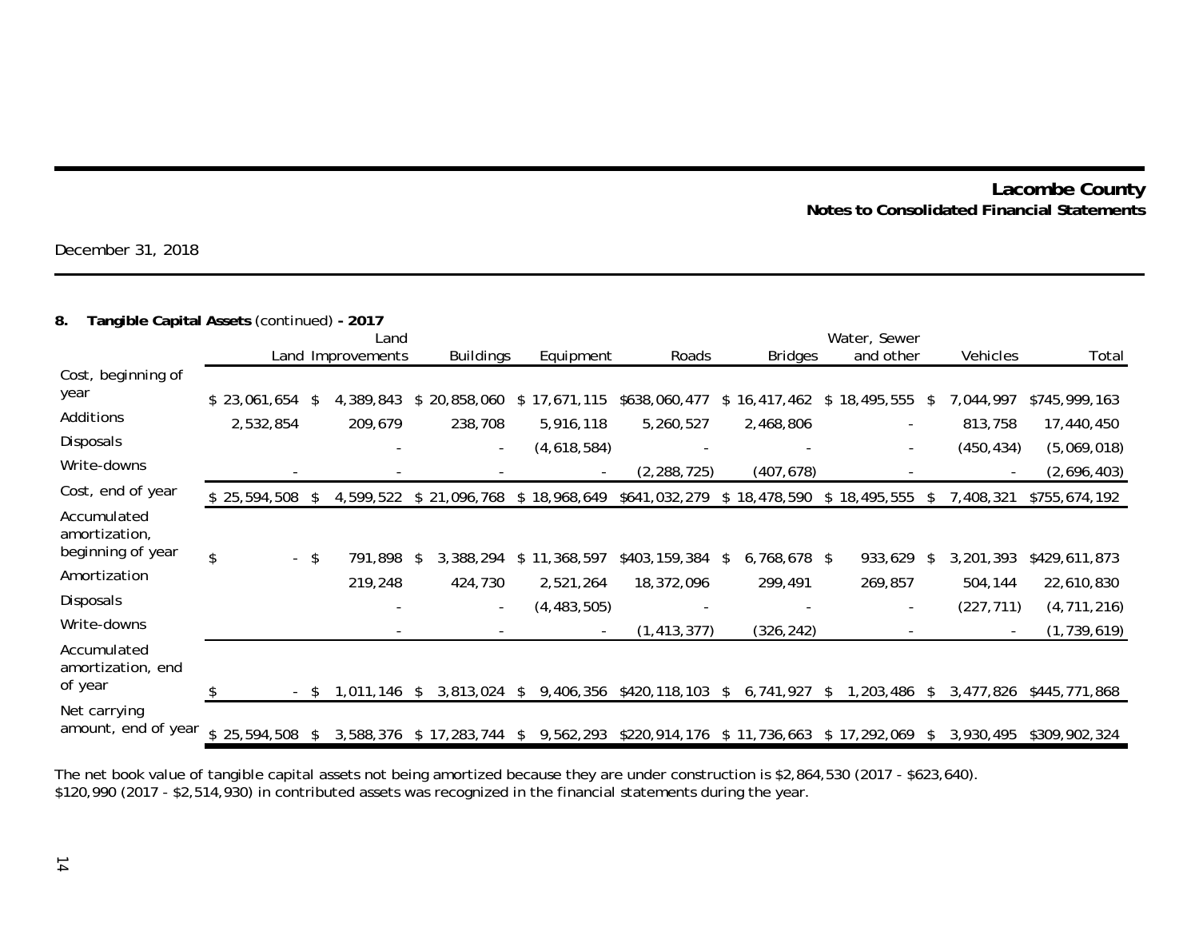Lacombe County
Notes to Consolidated Financial Statements

December 31, 2018

### 8. Tangible Capital Assets (continued) - 2017

| | Land | Land Improvements | Buildings | Equipment | Roads | Bridges | Water, Sewer and other | Vehicles | Total |
|---|---|---|---|---|---|---|---|---|---|
| Cost, beginning of year | $ 23,061,654 | $ 4,389,843 | $ 20,858,060 | $ 17,671,115 | $638,060,477 | $ 16,417,462 | $ 18,495,555 | $ 7,044,997 | $745,999,163 |
| Additions | 2,532,854 | 209,679 | 238,708 | 5,916,118 | 5,260,527 | 2,468,806 | - | 813,758 | 17,440,450 |
| Disposals | | - | - | (4,618,584) | - | - | - | (450,434) | (5,069,018) |
| Write-downs | - | - | - | - | (2,288,725) | (407,678) | - | - | (2,696,403) |
| Cost, end of year | $ 25,594,508 | $ 4,599,522 | $ 21,096,768 | $ 18,968,649 | $641,032,279 | $ 18,478,590 | $ 18,495,555 | $ 7,408,321 | $755,674,192 |
| Accumulated amortization, beginning of year | $ - | $ 791,898 | $ 3,388,294 | $ 11,368,597 | $403,159,384 | $ 6,768,678 | $ 933,629 | $ 3,201,393 | $429,611,873 |
| Amortization | | 219,248 | 424,730 | 2,521,264 | 18,372,096 | 299,491 | 269,857 | 504,144 | 22,610,830 |
| Disposals | | - | - | (4,483,505) | - | - | - | (227,711) | (4,711,216) |
| Write-downs | | - | - | - | (1,413,377) | (326,242) | - | - | (1,739,619) |
| Accumulated amortization, end of year | $ - | $ 1,011,146 | $ 3,813,024 | $ 9,406,356 | $420,118,103 | $ 6,741,927 | $ 1,203,486 | $ 3,477,826 | $445,771,868 |
| Net carrying amount, end of year | $ 25,594,508 | $ 3,588,376 | $ 17,283,744 | $ 9,562,293 | $220,914,176 | $ 11,736,663 | $ 17,292,069 | $ 3,930,495 | $309,902,324 |

The net book value of tangible capital assets not being amortized because they are under construction is $2,864,530 (2017 - $623,640).
$120,990 (2017 - $2,514,930) in contributed assets was recognized in the financial statements during the year.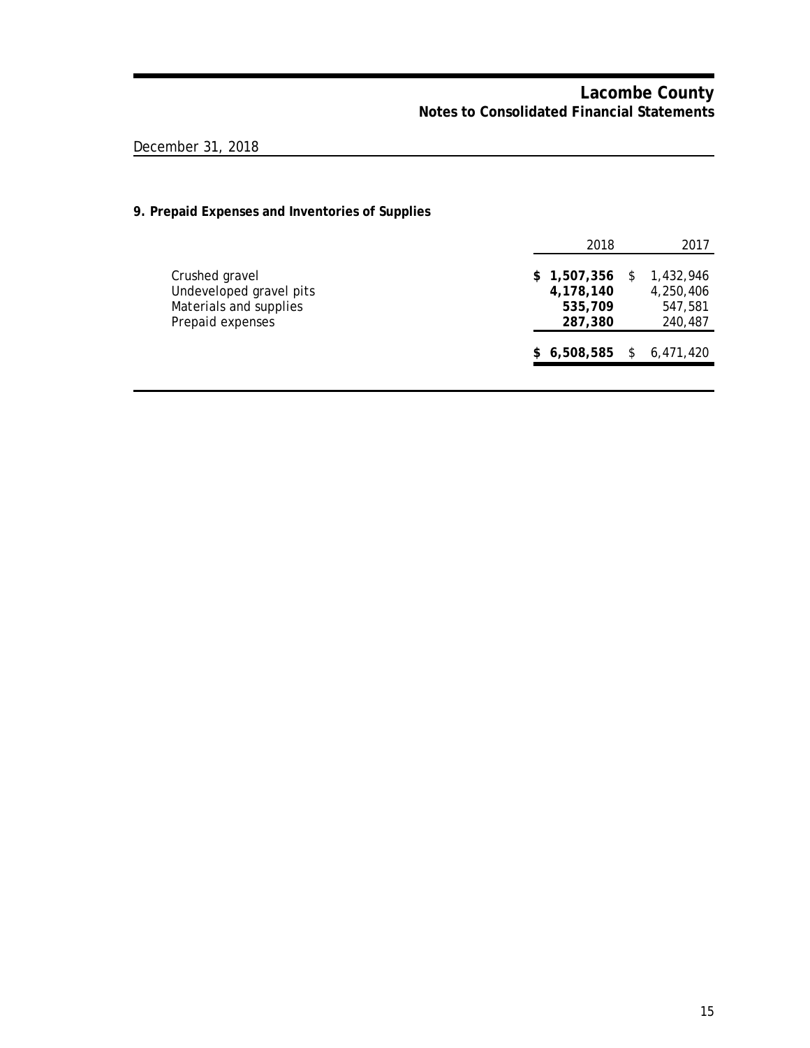December 31, 2018

### 9. Prepaid Expenses and Inventories of Supplies

| | 2018 | 2017 |
|---|---|---|
| Crushed gravel | **$ 1,507,356** | $ 1,432,946 |
| Undeveloped gravel pits | **4,178,140** | 4,250,406 |
| Materials and supplies | **535,709** | 547,581 |
| Prepaid expenses | **287,380** | 240,487 |
| | **$ 6,508,585** | $ 6,471,420 |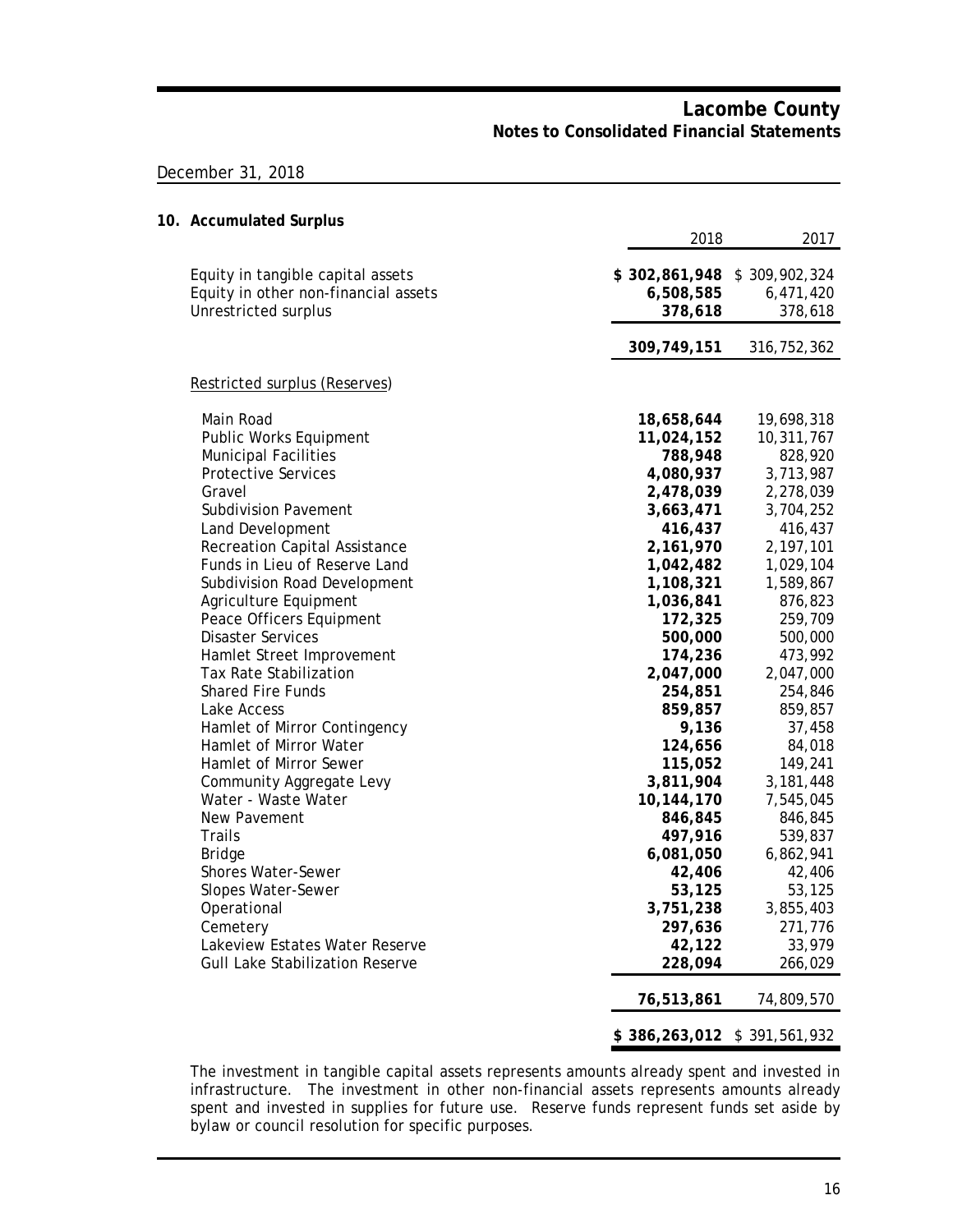December 31, 2018

## 10. Accumulated Surplus

| | 2018 | 2017 |
|---|---|---|
| Equity in tangible capital assets | **$ 302,861,948** | $ 309,902,324 |
| Equity in other non-financial assets | **6,508,585** | 6,471,420 |
| Unrestricted surplus | **378,618** | 378,618 |
| | **309,749,151** | 316,752,362 |
| Restricted surplus (Reserves) | | |
| Main Road | **18,658,644** | 19,698,318 |
| Public Works Equipment | **11,024,152** | 10,311,767 |
| Municipal Facilities | **788,948** | 828,920 |
| Protective Services | **4,080,937** | 3,713,987 |
| Gravel | **2,478,039** | 2,278,039 |
| Subdivision Pavement | **3,663,471** | 3,704,252 |
| Land Development | **416,437** | 416,437 |
| Recreation Capital Assistance | **2,161,970** | 2,197,101 |
| Funds in Lieu of Reserve Land | **1,042,482** | 1,029,104 |
| Subdivision Road Development | **1,108,321** | 1,589,867 |
| Agriculture Equipment | **1,036,841** | 876,823 |
| Peace Officers Equipment | **172,325** | 259,709 |
| Disaster Services | **500,000** | 500,000 |
| Hamlet Street Improvement | **174,236** | 473,992 |
| Tax Rate Stabilization | **2,047,000** | 2,047,000 |
| Shared Fire Funds | **254,851** | 254,846 |
| Lake Access | **859,857** | 859,857 |
| Hamlet of Mirror Contingency | **9,136** | 37,458 |
| Hamlet of Mirror Water | **124,656** | 84,018 |
| Hamlet of Mirror Sewer | **115,052** | 149,241 |
| Community Aggregate Levy | **3,811,904** | 3,181,448 |
| Water - Waste Water | **10,144,170** | 7,545,045 |
| New Pavement | **846,845** | 846,845 |
| Trails | **497,916** | 539,837 |
| Bridge | **6,081,050** | 6,862,941 |
| Shores Water-Sewer | **42,406** | 42,406 |
| Slopes Water-Sewer | **53,125** | 53,125 |
| Operational | **3,751,238** | 3,855,403 |
| Cemetery | **297,636** | 271,776 |
| Lakeview Estates Water Reserve | **42,122** | 33,979 |
| Gull Lake Stabilization Reserve | **228,094** | 266,029 |
| | **76,513,861** | 74,809,570 |
| | **$ 386,263,012** | $ 391,561,932 |

The investment in tangible capital assets represents amounts already spent and invested in infrastructure. The investment in other non-financial assets represents amounts already spent and invested in supplies for future use. Reserve funds represent funds set aside by bylaw or council resolution for specific purposes.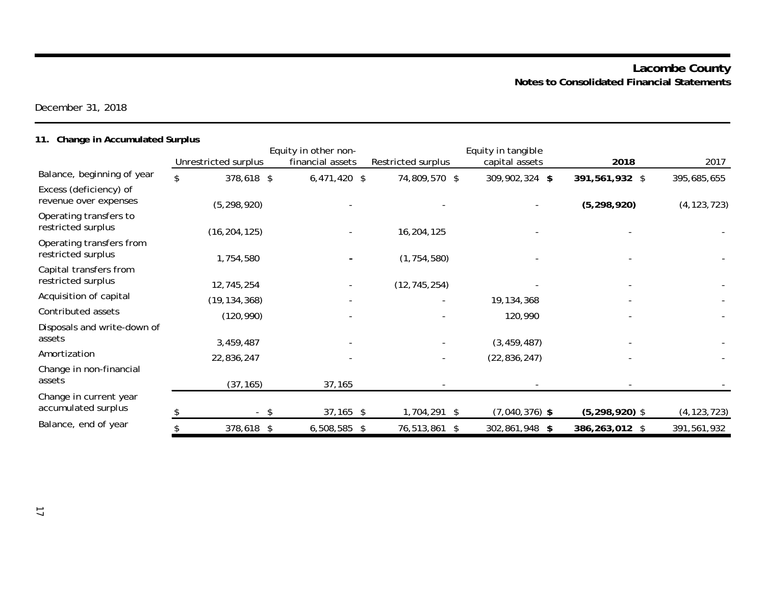December 31, 2018

## 11. Change in Accumulated Surplus

| | Unrestricted surplus | Equity in other non-financial assets | Restricted surplus | Equity in tangible capital assets | **2018** | 2017 |
|---|---|---|---|---|---|---|
| Balance, beginning of year | $ 378,618 | $ 6,471,420 | $ 74,809,570 | $ 309,902,324 | **$ 391,561,932** | $ 395,685,655 |
| Excess (deficiency) of revenue over expenses | (5,298,920) | - | - | - | **(5,298,920)** | (4,123,723) |
| Operating transfers to restricted surplus | (16,204,125) | - | 16,204,125 | - | - | - |
| Operating transfers from restricted surplus | 1,754,580 | - | (1,754,580) | - | - | - |
| Capital transfers from restricted surplus | 12,745,254 | - | (12,745,254) | - | - | - |
| Acquisition of capital | (19,134,368) | - | - | 19,134,368 | - | - |
| Contributed assets | (120,990) | - | - | 120,990 | - | - |
| Disposals and write-down of assets | 3,459,487 | - | - | (3,459,487) | - | - |
| Amortization | 22,836,247 | - | - | (22,836,247) | - | - |
| Change in non-financial assets | (37,165) | 37,165 | - | - | - | - |
| Change in current year accumulated surplus | $ - | $ 37,165 | $ 1,704,291 | $ (7,040,376) | **$ (5,298,920)** | $ (4,123,723) |
| Balance, end of year | $ 378,618 | $ 6,508,585 | $ 76,513,861 | $ 302,861,948 | **$ 386,263,012** | $ 391,561,932 |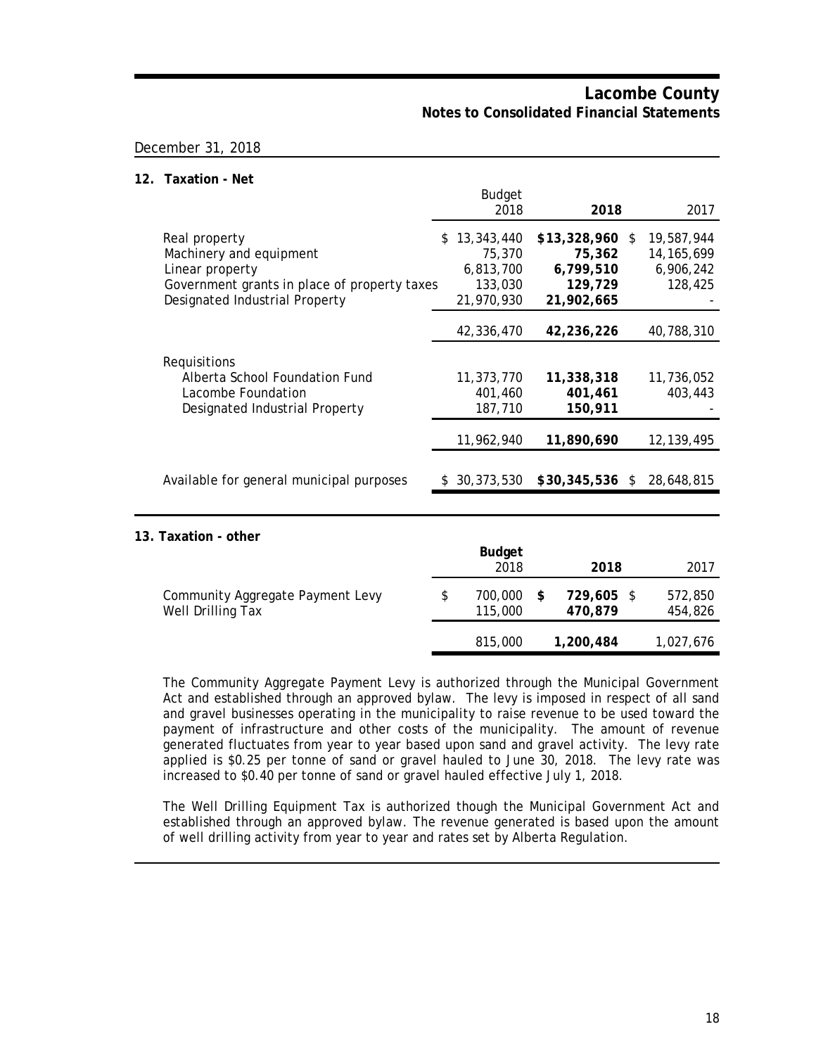# Lacombe County
## Notes to Consolidated Financial Statements

December 31, 2018

### 12. Taxation - Net

| | Budget 2018 | **2018** | 2017 |
|---|---|---|---|
| Real property | $ 13,343,440 | **$13,328,960** | $ 19,587,944 |
| Machinery and equipment | 75,370 | **75,362** | 14,165,699 |
| Linear property | 6,813,700 | **6,799,510** | 6,906,242 |
| Government grants in place of property taxes | 133,030 | **129,729** | 128,425 |
| Designated Industrial Property | 21,970,930 | **21,902,665** | - |
| | 42,336,470 | **42,236,226** | 40,788,310 |
| Requisitions | | | |
| Alberta School Foundation Fund | 11,373,770 | **11,338,318** | 11,736,052 |
| Lacombe Foundation | 401,460 | **401,461** | 403,443 |
| Designated Industrial Property | 187,710 | **150,911** | - |
| | 11,962,940 | **11,890,690** | 12,139,495 |
| Available for general municipal purposes | $ 30,373,530 | **$30,345,536** | $ 28,648,815 |

### 13. Taxation - other

| | **Budget** 2018 | **2018** | 2017 |
|---|---|---|---|
| Community Aggregate Payment Levy | $ 700,000 | **$ 729,605** | $ 572,850 |
| Well Drilling Tax | 115,000 | **470,879** | 454,826 |
| | 815,000 | **1,200,484** | 1,027,676 |

The Community Aggregate Payment Levy is authorized through the Municipal Government Act and established through an approved bylaw. The levy is imposed in respect of all sand and gravel businesses operating in the municipality to raise revenue to be used toward the payment of infrastructure and other costs of the municipality. The amount of revenue generated fluctuates from year to year based upon sand and gravel activity. The levy rate applied is $0.25 per tonne of sand or gravel hauled to June 30, 2018. The levy rate was increased to $0.40 per tonne of sand or gravel hauled effective July 1, 2018.

The Well Drilling Equipment Tax is authorized though the Municipal Government Act and established through an approved bylaw. The revenue generated is based upon the amount of well drilling activity from year to year and rates set by Alberta Regulation.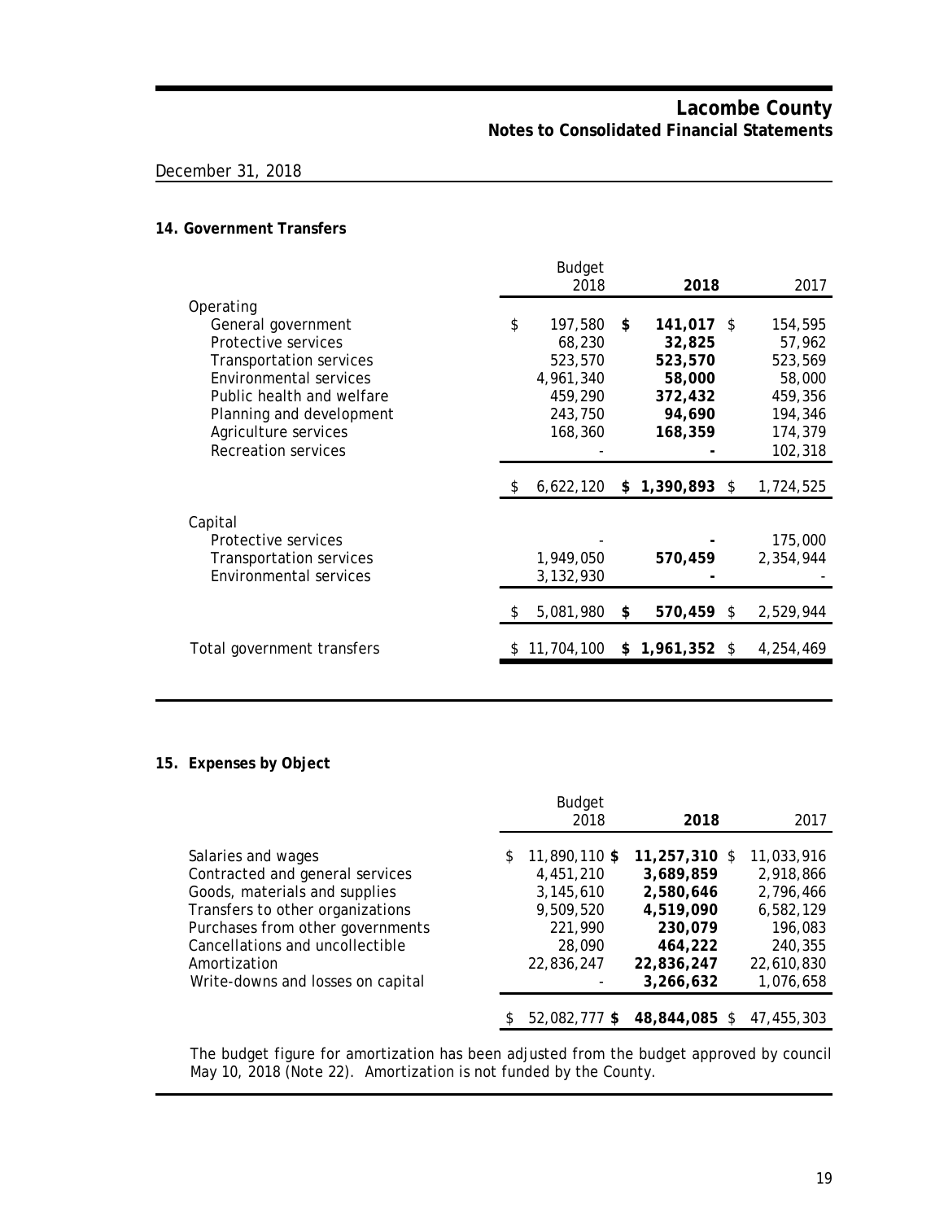# Lacombe County
## Notes to Consolidated Financial Statements

December 31, 2018

### 14. Government Transfers

| | Budget 2018 | **2018** | 2017 |
|---|---|---|---|
| Operating | | | |
| General government | $ 197,580 | **$ 141,017** | $ 154,595 |
| Protective services | 68,230 | **32,825** | 57,962 |
| Transportation services | 523,570 | **523,570** | 523,569 |
| Environmental services | 4,961,340 | **58,000** | 58,000 |
| Public health and welfare | 459,290 | **372,432** | 459,356 |
| Planning and development | 243,750 | **94,690** | 194,346 |
| Agriculture services | 168,360 | **168,359** | 174,379 |
| Recreation services | - | **-** | 102,318 |
| | $ 6,622,120 | **$ 1,390,893** | $ 1,724,525 |
| Capital | | | |
| Protective services | - | **-** | 175,000 |
| Transportation services | 1,949,050 | **570,459** | 2,354,944 |
| Environmental services | 3,132,930 | **-** | - |
| | $ 5,081,980 | **$ 570,459** | $ 2,529,944 |
| Total government transfers | $ 11,704,100 | **$ 1,961,352** | $ 4,254,469 |

### 15. Expenses by Object

| | Budget 2018 | **2018** | 2017 |
|---|---|---|---|
| Salaries and wages | $ 11,890,110 | **$ 11,257,310** | $ 11,033,916 |
| Contracted and general services | 4,451,210 | **3,689,859** | 2,918,866 |
| Goods, materials and supplies | 3,145,610 | **2,580,646** | 2,796,466 |
| Transfers to other organizations | 9,509,520 | **4,519,090** | 6,582,129 |
| Purchases from other governments | 221,990 | **230,079** | 196,083 |
| Cancellations and uncollectible | 28,090 | **464,222** | 240,355 |
| Amortization | 22,836,247 | **22,836,247** | 22,610,830 |
| Write-downs and losses on capital | - | **3,266,632** | 1,076,658 |
| | $ 52,082,777 | **$ 48,844,085** | $ 47,455,303 |

The budget figure for amortization has been adjusted from the budget approved by council May 10, 2018 (Note 22). Amortization is not funded by the County.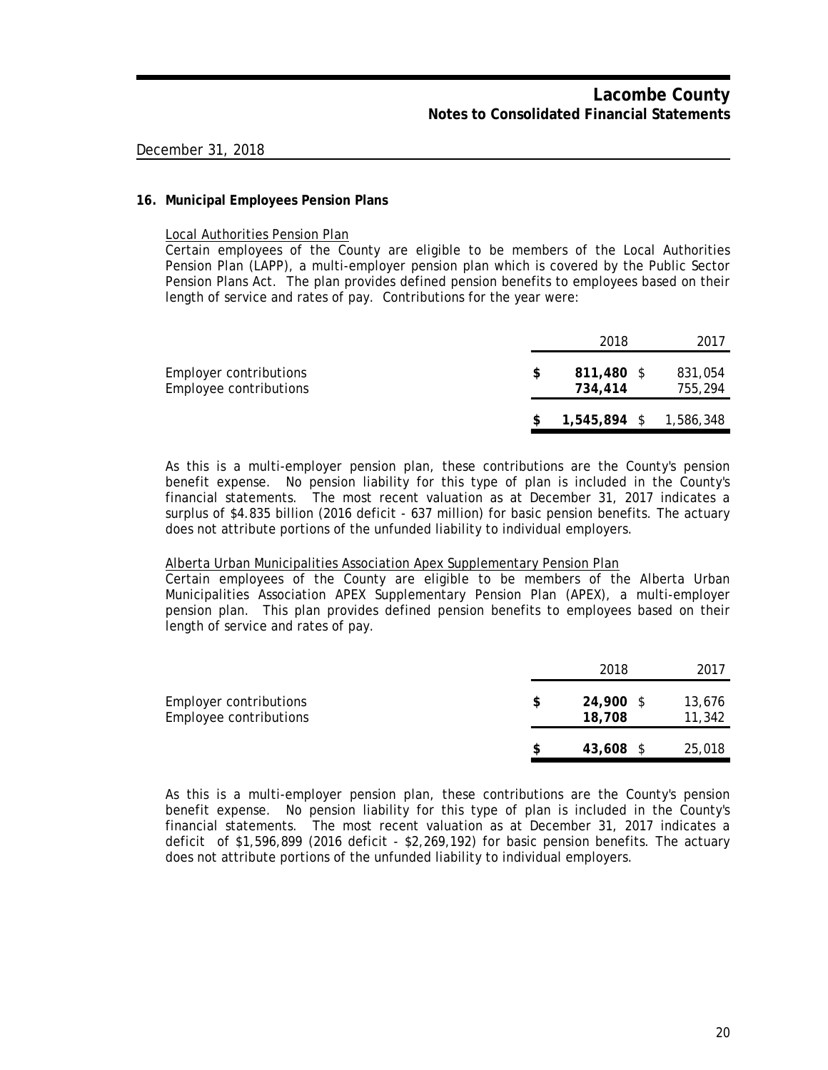# Lacombe County
## Notes to Consolidated Financial Statements

December 31, 2018

### 16. Municipal Employees Pension Plans

Local Authorities Pension Plan

Certain employees of the County are eligible to be members of the Local Authorities Pension Plan (LAPP), a multi-employer pension plan which is covered by the Public Sector Pension Plans Act. The plan provides defined pension benefits to employees based on their length of service and rates of pay. Contributions for the year were:

| | 2018 | 2017 |
|---|---|---|
| Employer contributions | $ **811,480** | $ 831,054 |
| Employee contributions | **734,414** | 755,294 |
| | $ **1,545,894** | $ 1,586,348 |

As this is a multi-employer pension plan, these contributions are the County's pension benefit expense. No pension liability for this type of plan is included in the County's financial statements. The most recent valuation as at December 31, 2017 indicates a surplus of $4.835 billion (2016 deficit - 637 million) for basic pension benefits. The actuary does not attribute portions of the unfunded liability to individual employers.

Alberta Urban Municipalities Association Apex Supplementary Pension Plan

Certain employees of the County are eligible to be members of the Alberta Urban Municipalities Association APEX Supplementary Pension Plan (APEX), a multi-employer pension plan. This plan provides defined pension benefits to employees based on their length of service and rates of pay.

| | 2018 | 2017 |
|---|---|---|
| Employer contributions | $ **24,900** | $ 13,676 |
| Employee contributions | **18,708** | 11,342 |
| | $ **43,608** | $ 25,018 |

As this is a multi-employer pension plan, these contributions are the County's pension benefit expense. No pension liability for this type of plan is included in the County's financial statements. The most recent valuation as at December 31, 2017 indicates a deficit of $1,596,899 (2016 deficit - $2,269,192) for basic pension benefits. The actuary does not attribute portions of the unfunded liability to individual employers.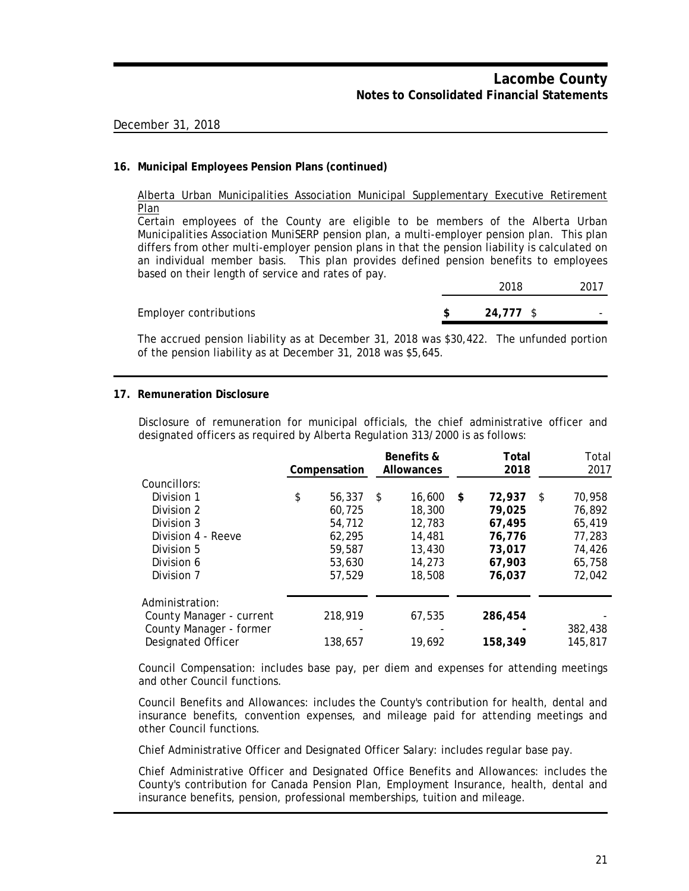## 16. Municipal Employees Pension Plans (continued)

Alberta Urban Municipalities Association Municipal Supplementary Executive Retirement Plan

Certain employees of the County are eligible to be members of the Alberta Urban Municipalities Association MuniSERP pension plan, a multi-employer pension plan. This plan differs from other multi-employer pension plans in that the pension liability is calculated on an individual member basis. This plan provides defined pension benefits to employees based on their length of service and rates of pay.

| | 2018 | 2017 |
|---|---|---|
| Employer contributions | **$ 24,777** | $ - |

The accrued pension liability as at December 31, 2018 was $30,422. The unfunded portion of the pension liability as at December 31, 2018 was $5,645.

## 17. Remuneration Disclosure

Disclosure of remuneration for municipal officials, the chief administrative officer and designated officers as required by Alberta Regulation 313/2000 is as follows:

| | Compensation | Benefits & Allowances | Total 2018 | Total 2017 |
|---|---|---|---|---|
| Councillors: | | | | |
| Division 1 | $ 56,337 | $ 16,600 | **$ 72,937** | $ 70,958 |
| Division 2 | 60,725 | 18,300 | **79,025** | 76,892 |
| Division 3 | 54,712 | 12,783 | **67,495** | 65,419 |
| Division 4 - Reeve | 62,295 | 14,481 | **76,776** | 77,283 |
| Division 5 | 59,587 | 13,430 | **73,017** | 74,426 |
| Division 6 | 53,630 | 14,273 | **67,903** | 65,758 |
| Division 7 | 57,529 | 18,508 | **76,037** | 72,042 |
| Administration: | | | | |
| County Manager - current | 218,919 | 67,535 | **286,454** | - |
| County Manager - former | - | - | **-** | 382,438 |
| Designated Officer | 138,657 | 19,692 | **158,349** | 145,817 |

Council Compensation: includes base pay, per diem and expenses for attending meetings and other Council functions.

Council Benefits and Allowances: includes the County's contribution for health, dental and insurance benefits, convention expenses, and mileage paid for attending meetings and other Council functions.

Chief Administrative Officer and Designated Officer Salary: includes regular base pay.

Chief Administrative Officer and Designated Office Benefits and Allowances: includes the County's contribution for Canada Pension Plan, Employment Insurance, health, dental and insurance benefits, pension, professional memberships, tuition and mileage.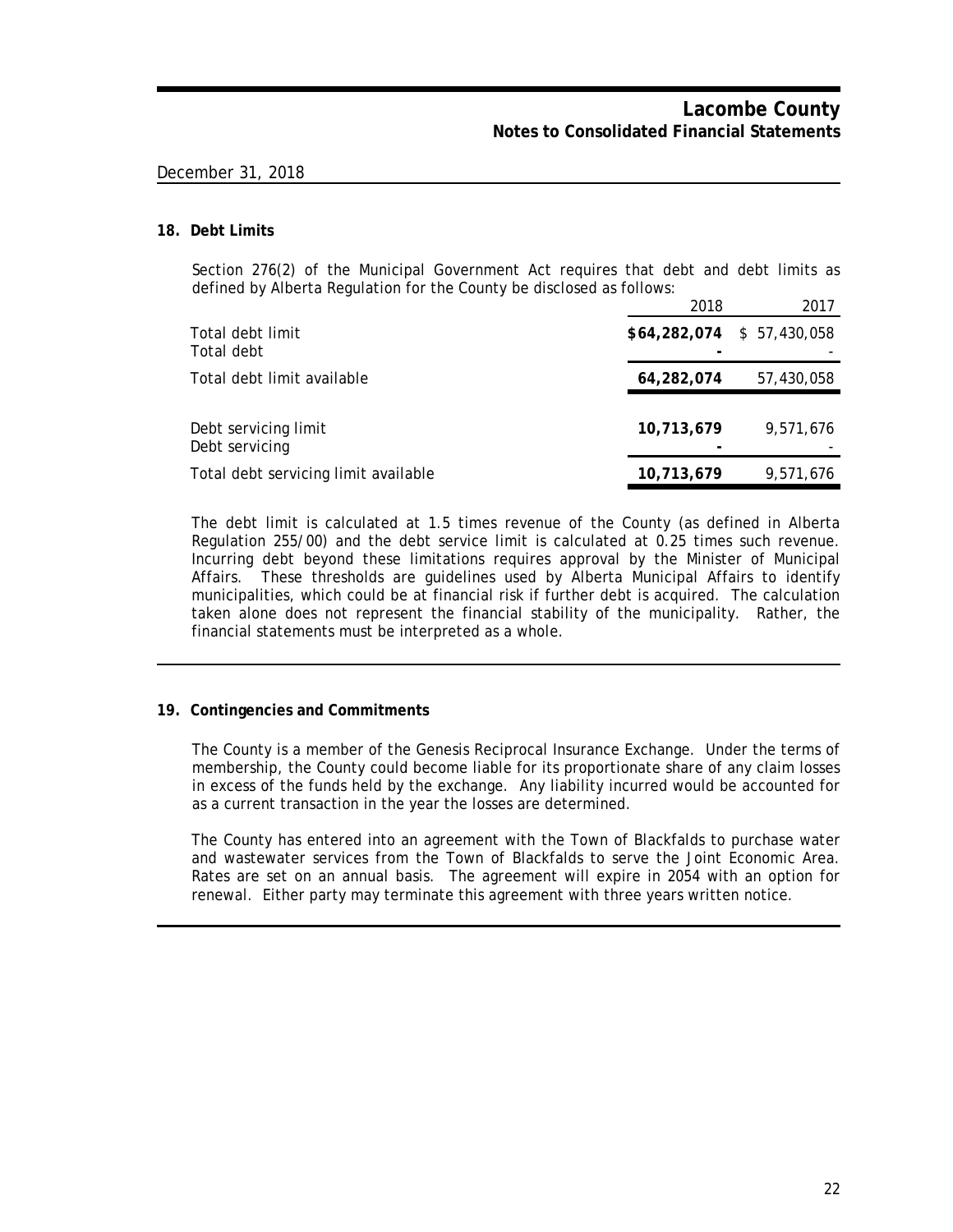December 31, 2018

## 18. Debt Limits

Section 276(2) of the Municipal Government Act requires that debt and debt limits as defined by Alberta Regulation for the County be disclosed as follows:

| | 2018 | 2017 |
|---|---|---|
| Total debt limit | **$64,282,074** | $ 57,430,058 |
| Total debt | **-** | - |
| Total debt limit available | **64,282,074** | 57,430,058 |
| | | |
| Debt servicing limit | **10,713,679** | 9,571,676 |
| Debt servicing | **-** | - |
| Total debt servicing limit available | **10,713,679** | 9,571,676 |

The debt limit is calculated at 1.5 times revenue of the County (as defined in Alberta Regulation 255/00) and the debt service limit is calculated at 0.25 times such revenue. Incurring debt beyond these limitations requires approval by the Minister of Municipal Affairs. These thresholds are guidelines used by Alberta Municipal Affairs to identify municipalities, which could be at financial risk if further debt is acquired. The calculation taken alone does not represent the financial stability of the municipality. Rather, the financial statements must be interpreted as a whole.

## 19. Contingencies and Commitments

The County is a member of the Genesis Reciprocal Insurance Exchange. Under the terms of membership, the County could become liable for its proportionate share of any claim losses in excess of the funds held by the exchange. Any liability incurred would be accounted for as a current transaction in the year the losses are determined.

The County has entered into an agreement with the Town of Blackfalds to purchase water and wastewater services from the Town of Blackfalds to serve the Joint Economic Area. Rates are set on an annual basis. The agreement will expire in 2054 with an option for renewal. Either party may terminate this agreement with three years written notice.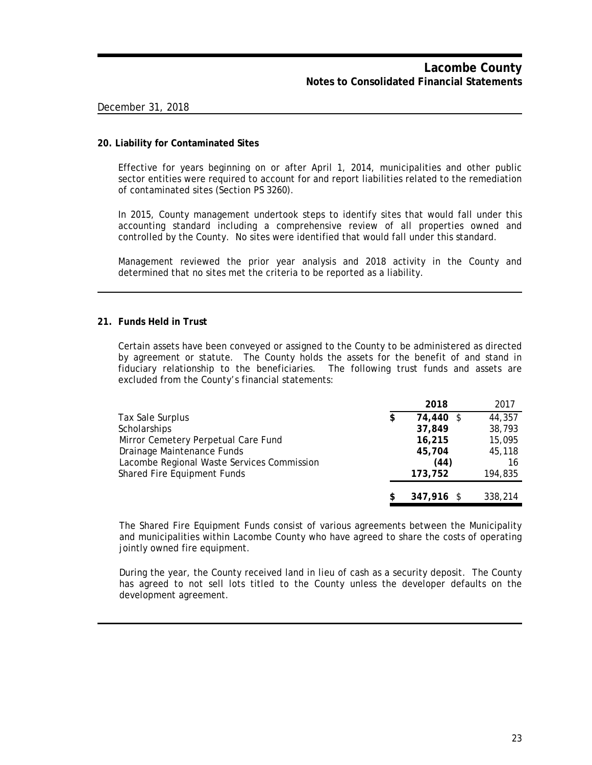December 31, 2018

### 20. Liability for Contaminated Sites

Effective for years beginning on or after April 1, 2014, municipalities and other public sector entities were required to account for and report liabilities related to the remediation of contaminated sites (Section PS 3260).

In 2015, County management undertook steps to identify sites that would fall under this accounting standard including a comprehensive review of all properties owned and controlled by the County. No sites were identified that would fall under this standard.

Management reviewed the prior year analysis and 2018 activity in the County and determined that no sites met the criteria to be reported as a liability.

### 21. Funds Held in Trust

Certain assets have been conveyed or assigned to the County to be administered as directed by agreement or statute. The County holds the assets for the benefit of and stand in fiduciary relationship to the beneficiaries. The following trust funds and assets are excluded from the County's financial statements:

| | 2018 | 2017 |
|---|---|---|
| Tax Sale Surplus | $ 74,440 | $ 44,357 |
| Scholarships | 37,849 | 38,793 |
| Mirror Cemetery Perpetual Care Fund | 16,215 | 15,095 |
| Drainage Maintenance Funds | 45,704 | 45,118 |
| Lacombe Regional Waste Services Commission | (44) | 16 |
| Shared Fire Equipment Funds | 173,752 | 194,835 |
| | $ 347,916 | $ 338,214 |

The Shared Fire Equipment Funds consist of various agreements between the Municipality and municipalities within Lacombe County who have agreed to share the costs of operating jointly owned fire equipment.

During the year, the County received land in lieu of cash as a security deposit. The County has agreed to not sell lots titled to the County unless the developer defaults on the development agreement.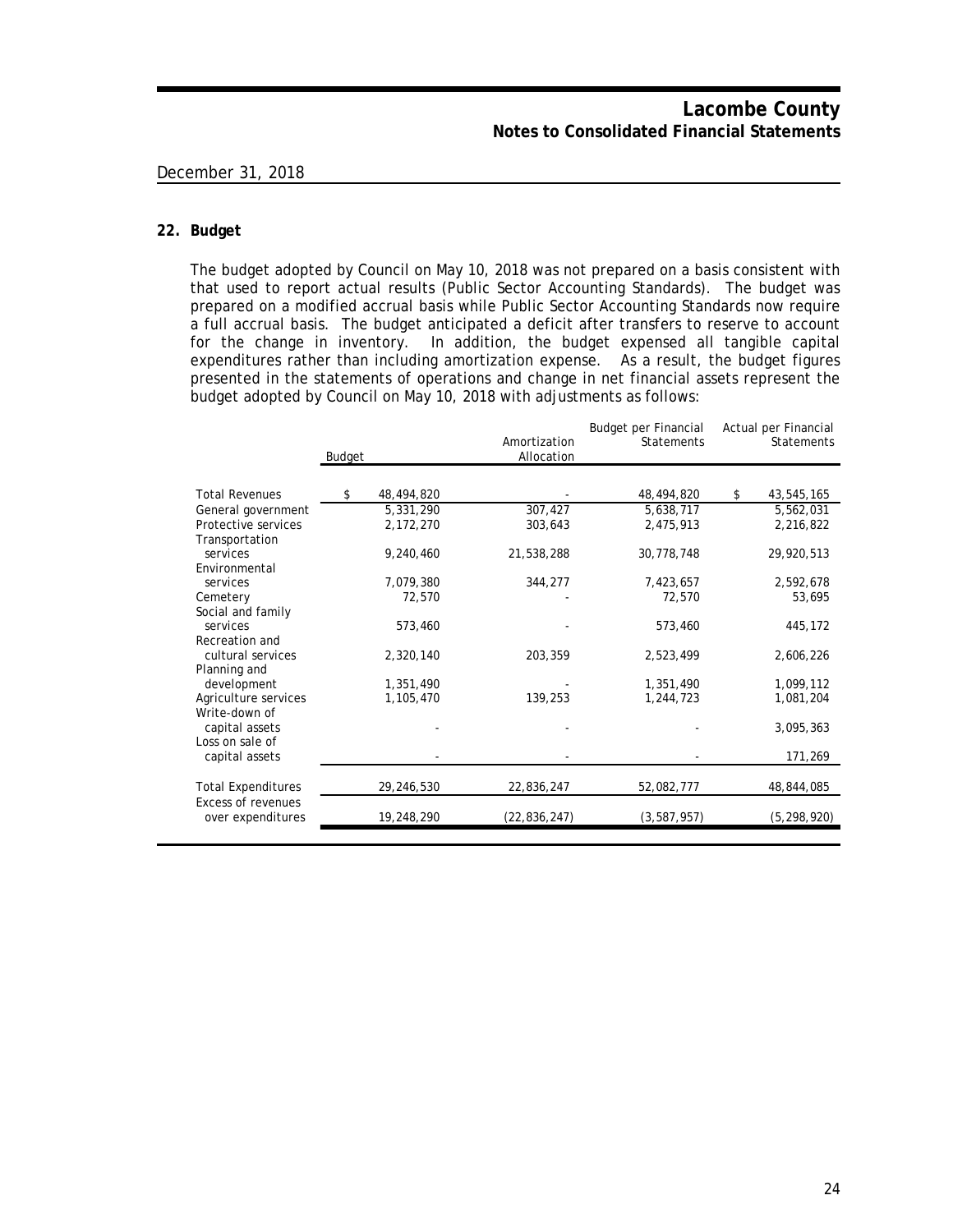## 22. Budget

The budget adopted by Council on May 10, 2018 was not prepared on a basis consistent with that used to report actual results (Public Sector Accounting Standards). The budget was prepared on a modified accrual basis while Public Sector Accounting Standards now require a full accrual basis. The budget anticipated a deficit after transfers to reserve to account for the change in inventory. In addition, the budget expensed all tangible capital expenditures rather than including amortization expense. As a result, the budget figures presented in the statements of operations and change in net financial assets represent the budget adopted by Council on May 10, 2018 with adjustments as follows:

| | Budget | Amortization Allocation | Budget per Financial Statements | Actual per Financial Statements |
|---|---|---|---|---|
| Total Revenues | $ 48,494,820 | - | 48,494,820 | $ 43,545,165 |
| General government | 5,331,290 | 307,427 | 5,638,717 | 5,562,031 |
| Protective services | 2,172,270 | 303,643 | 2,475,913 | 2,216,822 |
| Transportation services | 9,240,460 | 21,538,288 | 30,778,748 | 29,920,513 |
| Environmental services | 7,079,380 | 344,277 | 7,423,657 | 2,592,678 |
| Cemetery | 72,570 | - | 72,570 | 53,695 |
| Social and family services | 573,460 | - | 573,460 | 445,172 |
| Recreation and cultural services | 2,320,140 | 203,359 | 2,523,499 | 2,606,226 |
| Planning and development | 1,351,490 | - | 1,351,490 | 1,099,112 |
| Agriculture services | 1,105,470 | 139,253 | 1,244,723 | 1,081,204 |
| Write-down of capital assets | - | - | - | 3,095,363 |
| Loss on sale of capital assets | - | - | - | 171,269 |
| Total Expenditures | 29,246,530 | 22,836,247 | 52,082,777 | 48,844,085 |
| Excess of revenues over expenditures | 19,248,290 | (22,836,247) | (3,587,957) | (5,298,920) |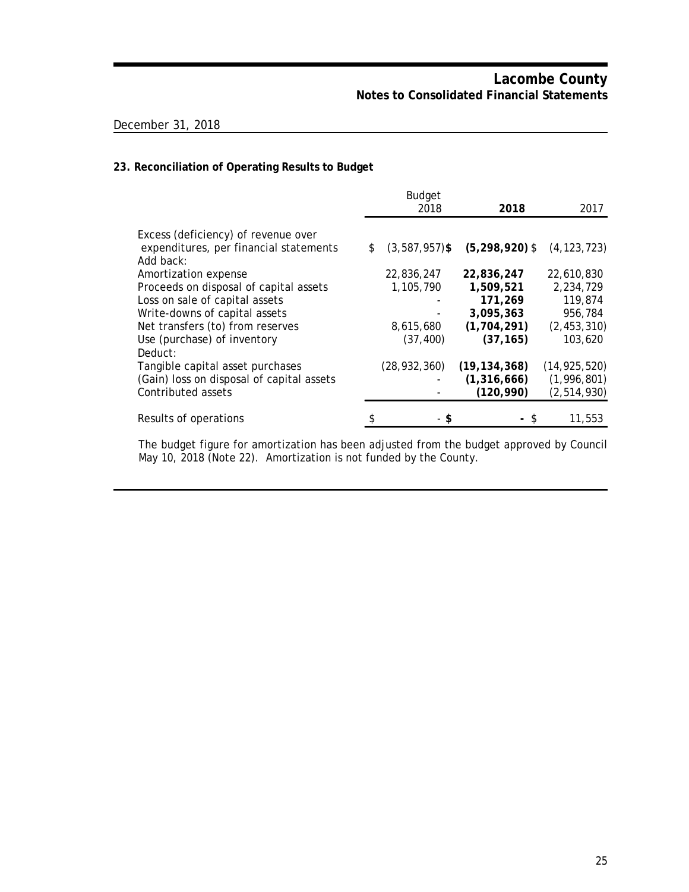Lacombe County
Notes to Consolidated Financial Statements

December 31, 2018

### 23. Reconciliation of Operating Results to Budget

| | Budget 2018 | **2018** | 2017 |
|---|---|---|---|
| Excess (deficiency) of revenue over expenditures, per financial statements | $ (3,587,957) | **$ (5,298,920)** | $ (4,123,723) |
| Add back: | | | |
| Amortization expense | 22,836,247 | **22,836,247** | 22,610,830 |
| Proceeds on disposal of capital assets | 1,105,790 | **1,509,521** | 2,234,729 |
| Loss on sale of capital assets | - | **171,269** | 119,874 |
| Write-downs of capital assets | - | **3,095,363** | 956,784 |
| Net transfers (to) from reserves | 8,615,680 | **(1,704,291)** | (2,453,310) |
| Use (purchase) of inventory | (37,400) | **(37,165)** | 103,620 |
| Deduct: | | | |
| Tangible capital asset purchases | (28,932,360) | **(19,134,368)** | (14,925,520) |
| (Gain) loss on disposal of capital assets | - | **(1,316,666)** | (1,996,801) |
| Contributed assets | - | **(120,990)** | (2,514,930) |
| Results of operations | $ - | **$ -** | $ 11,553 |

The budget figure for amortization has been adjusted from the budget approved by Council May 10, 2018 (Note 22). Amortization is not funded by the County.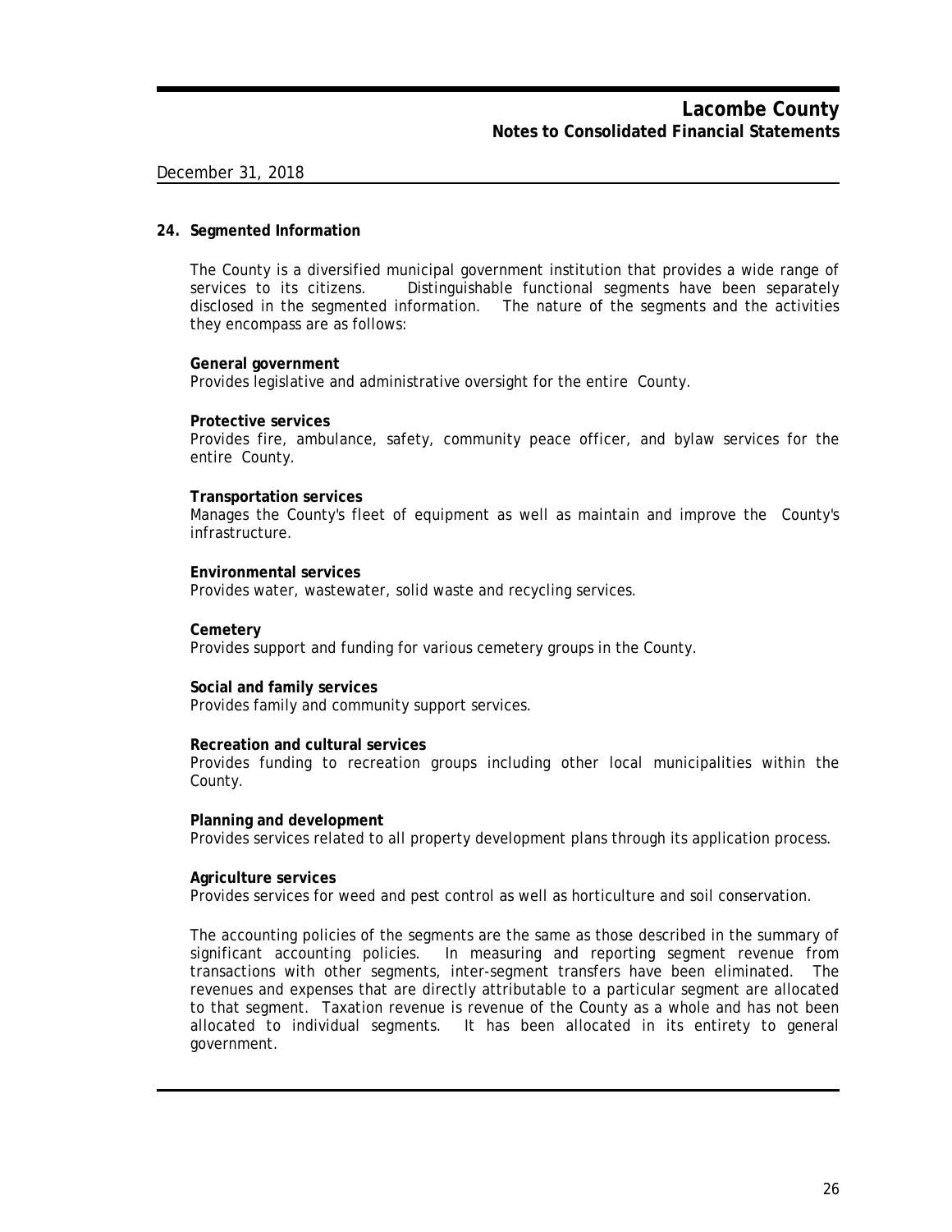December 31, 2018

## 24. Segmented Information

The County is a diversified municipal government institution that provides a wide range of services to its citizens. Distinguishable functional segments have been separately disclosed in the segmented information. The nature of the segments and the activities they encompass are as follows:

**General government**
Provides legislative and administrative oversight for the entire County.

**Protective services**
Provides fire, ambulance, safety, community peace officer, and bylaw services for the entire County.

**Transportation services**
Manages the County's fleet of equipment as well as maintain and improve the County's infrastructure.

**Environmental services**
Provides water, wastewater, solid waste and recycling services.

**Cemetery**
Provides support and funding for various cemetery groups in the County.

**Social and family services**
Provides family and community support services.

**Recreation and cultural services**
Provides funding to recreation groups including other local municipalities within the County.

**Planning and development**
Provides services related to all property development plans through its application process.

**Agriculture services**
Provides services for weed and pest control as well as horticulture and soil conservation.

The accounting policies of the segments are the same as those described in the summary of significant accounting policies. In measuring and reporting segment revenue from transactions with other segments, inter-segment transfers have been eliminated. The revenues and expenses that are directly attributable to a particular segment are allocated to that segment. Taxation revenue is revenue of the County as a whole and has not been allocated to individual segments. It has been allocated in its entirety to general government.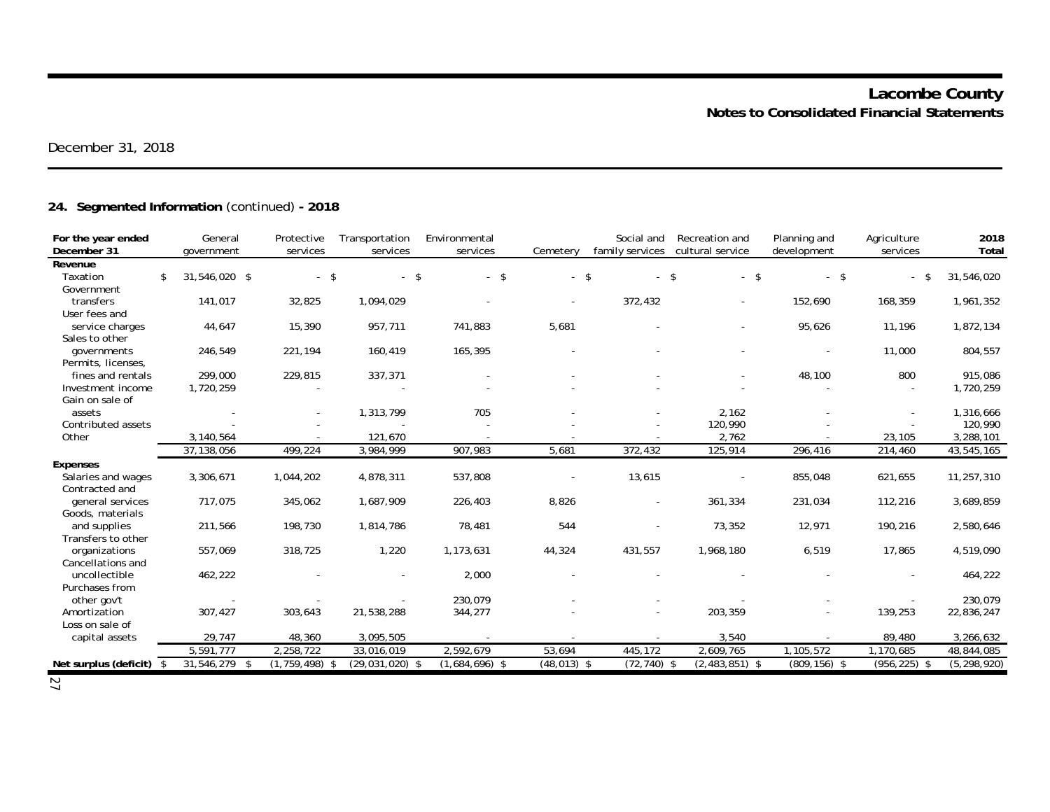**Lacombe County**
**Notes to Consolidated Financial Statements**

December 31, 2018

## 24. Segmented Information (continued) - 2018

| For the year ended December 31 | General government | Protective services | Transportation services | Environmental services | Cemetery | Social and family services | Recreation and cultural service | Planning and development | Agriculture services | 2018 Total |
|---|---|---|---|---|---|---|---|---|---|---|
| **Revenue** | | | | | | | | | | |
| Taxation | $ 31,546,020 | $ - | $ - | $ - | $ - | $ - | $ - | $ - | $ - | $ 31,546,020 |
| Government transfers | 141,017 | 32,825 | 1,094,029 | - | - | 372,432 | - | 152,690 | 168,359 | 1,961,352 |
| User fees and service charges | 44,647 | 15,390 | 957,711 | 741,883 | 5,681 | - | - | 95,626 | 11,196 | 1,872,134 |
| Sales to other governments | 246,549 | 221,194 | 160,419 | 165,395 | - | - | - | - | 11,000 | 804,557 |
| Permits, licenses, fines and rentals | 299,000 | 229,815 | 337,371 | - | - | - | - | 48,100 | 800 | 915,086 |
| Investment income | 1,720,259 | - | - | - | - | - | - | - | - | 1,720,259 |
| Gain on sale of assets | - | - | 1,313,799 | 705 | - | - | 2,162 | - | - | 1,316,666 |
| Contributed assets | - | - | - | - | - | - | 120,990 | - | - | 120,990 |
| Other | 3,140,564 | - | 121,670 | - | - | - | 2,762 | - | 23,105 | 3,288,101 |
| | 37,138,056 | 499,224 | 3,984,999 | 907,983 | 5,681 | 372,432 | 125,914 | 296,416 | 214,460 | 43,545,165 |
| **Expenses** | | | | | | | | | | |
| Salaries and wages | 3,306,671 | 1,044,202 | 4,878,311 | 537,808 | - | 13,615 | - | 855,048 | 621,655 | 11,257,310 |
| Contracted and general services | 717,075 | 345,062 | 1,687,909 | 226,403 | 8,826 | - | 361,334 | 231,034 | 112,216 | 3,689,859 |
| Goods, materials and supplies | 211,566 | 198,730 | 1,814,786 | 78,481 | 544 | - | 73,352 | 12,971 | 190,216 | 2,580,646 |
| Transfers to other organizations | 557,069 | 318,725 | 1,220 | 1,173,631 | 44,324 | 431,557 | 1,968,180 | 6,519 | 17,865 | 4,519,090 |
| Cancellations and uncollectible | 462,222 | - | - | 2,000 | - | - | - | - | - | 464,222 |
| Purchases from other gov't | - | - | - | 230,079 | - | - | - | - | - | 230,079 |
| Amortization | 307,427 | 303,643 | 21,538,288 | 344,277 | - | - | 203,359 | - | 139,253 | 22,836,247 |
| Loss on sale of capital assets | 29,747 | 48,360 | 3,095,505 | - | - | - | 3,540 | - | 89,480 | 3,266,632 |
| | 5,591,777 | 2,258,722 | 33,016,019 | 2,592,679 | 53,694 | 445,172 | 2,609,765 | 1,105,572 | 1,170,685 | 48,844,085 |
| **Net surplus (deficit)** | $ 31,546,279 | $ (1,759,498) | $ (29,031,020) | $ (1,684,696) | $ (48,013) | $ (72,740) | $ (2,483,851) | $ (809,156) | $ (956,225) | $ (5,298,920) |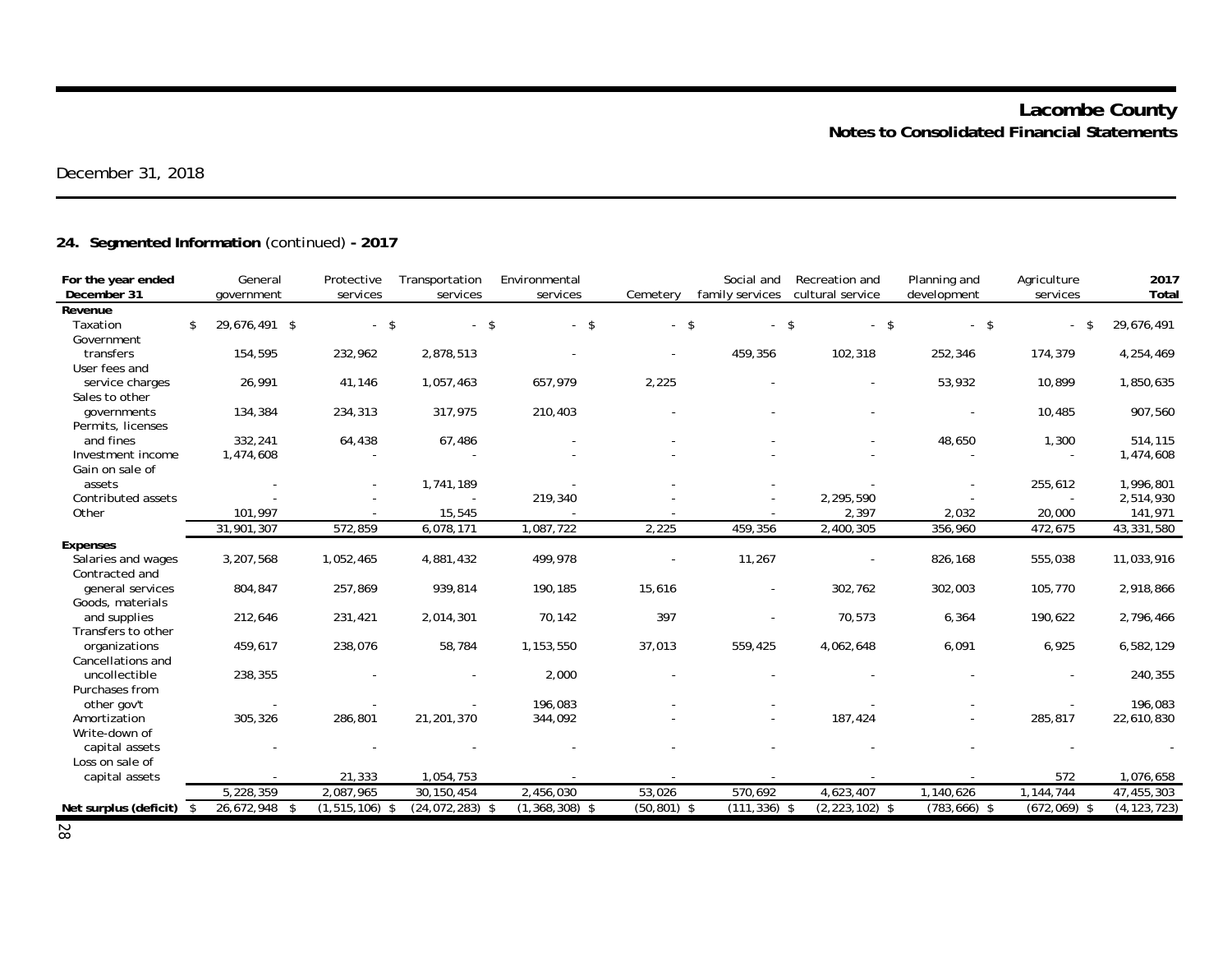# Lacombe County

## Notes to Consolidated Financial Statements

December 31, 2018

### 24. Segmented Information (continued) - 2017

| For the year ended December 31 | General government | Protective services | Transportation services | Environmental services | Cemetery | Social and family services | Recreation and cultural service | Planning and development | Agriculture services | 2017 Total |
|---|---|---|---|---|---|---|---|---|---|---|
| **Revenue** | | | | | | | | | | |
| Taxation | $ 29,676,491 | $ - | $ - | $ - | $ - | $ - | $ - | $ - | $ - | $ 29,676,491 |
| Government transfers | 154,595 | 232,962 | 2,878,513 | - | - | 459,356 | 102,318 | 252,346 | 174,379 | 4,254,469 |
| User fees and service charges | 26,991 | 41,146 | 1,057,463 | 657,979 | 2,225 | - | - | 53,932 | 10,899 | 1,850,635 |
| Sales to other governments | 134,384 | 234,313 | 317,975 | 210,403 | - | - | - | - | 10,485 | 907,560 |
| Permits, licenses and fines | 332,241 | 64,438 | 67,486 | - | - | - | - | 48,650 | 1,300 | 514,115 |
| Investment income | 1,474,608 | - | - | - | - | - | - | - | - | 1,474,608 |
| Gain on sale of assets | - | - | 1,741,189 | - | - | - | - | - | 255,612 | 1,996,801 |
| Contributed assets | - | - | - | 219,340 | - | - | 2,295,590 | - | - | 2,514,930 |
| Other | 101,997 | - | 15,545 | - | - | - | 2,397 | 2,032 | 20,000 | 141,971 |
| | 31,901,307 | 572,859 | 6,078,171 | 1,087,722 | 2,225 | 459,356 | 2,400,305 | 356,960 | 472,675 | 43,331,580 |
| **Expenses** | | | | | | | | | | |
| Salaries and wages | 3,207,568 | 1,052,465 | 4,881,432 | 499,978 | - | 11,267 | - | 826,168 | 555,038 | 11,033,916 |
| Contracted and general services | 804,847 | 257,869 | 939,814 | 190,185 | 15,616 | - | 302,762 | 302,003 | 105,770 | 2,918,866 |
| Goods, materials and supplies | 212,646 | 231,421 | 2,014,301 | 70,142 | 397 | - | 70,573 | 6,364 | 190,622 | 2,796,466 |
| Transfers to other organizations | 459,617 | 238,076 | 58,784 | 1,153,550 | 37,013 | 559,425 | 4,062,648 | 6,091 | 6,925 | 6,582,129 |
| Cancellations and uncollectible | 238,355 | - | - | 2,000 | - | - | - | - | - | 240,355 |
| Purchases from other gov't | - | - | - | 196,083 | - | - | - | - | - | 196,083 |
| Amortization | 305,326 | 286,801 | 21,201,370 | 344,092 | - | - | 187,424 | - | 285,817 | 22,610,830 |
| Write-down of capital assets | - | - | - | - | - | - | - | - | - | - |
| Loss on sale of capital assets | - | 21,333 | 1,054,753 | - | - | - | - | - | 572 | 1,076,658 |
| | 5,228,359 | 2,087,965 | 30,150,454 | 2,456,030 | 53,026 | 570,692 | 4,623,407 | 1,140,626 | 1,144,744 | 47,455,303 |
| **Net surplus (deficit)** | $ 26,672,948 | $ (1,515,106) | $ (24,072,283) | $ (1,368,308) | $ (50,801) | $ (111,336) | $ (2,223,102) | $ (783,666) | $ (672,069) | $ (4,123,723) |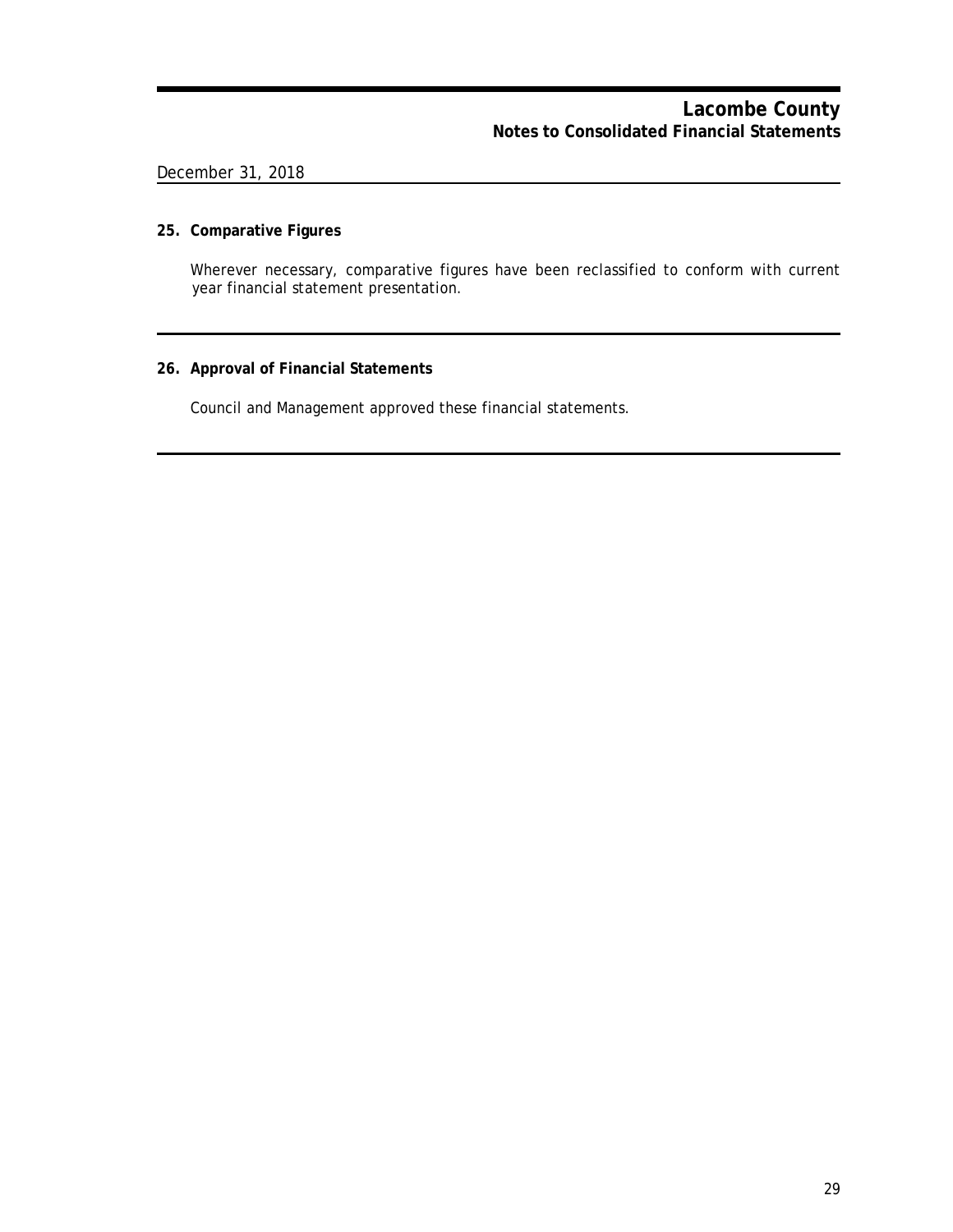December 31, 2018

## 25. Comparative Figures

Wherever necessary, comparative figures have been reclassified to conform with current year financial statement presentation.

## 26. Approval of Financial Statements

Council and Management approved these financial statements.